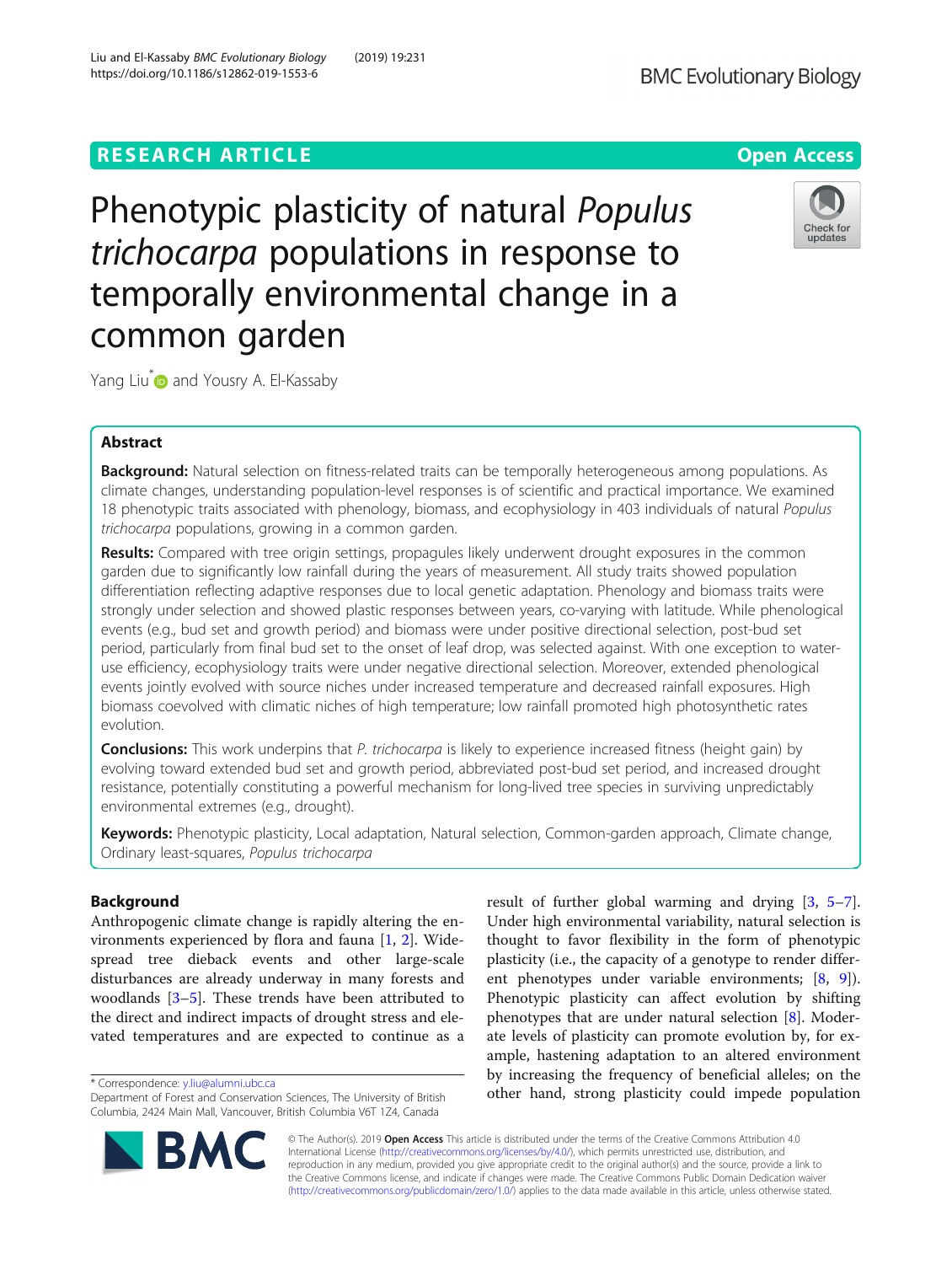RESEARCH ARTICLE

Open Access

# Phenotypic plasticity of natural *Populus trichocarpa* populations in response to temporally environmental change in a common garden

Yang Liu* and Yousry A. El-Kassaby

## Abstract

**Background:** Natural selection on fitness-related traits can be temporally heterogeneous among populations. As climate changes, understanding population-level responses is of scientific and practical importance. We examined 18 phenotypic traits associated with phenology, biomass, and ecophysiology in 403 individuals of natural *Populus trichocarpa* populations, growing in a common garden.

**Results:** Compared with tree origin settings, propagules likely underwent drought exposures in the common garden due to significantly low rainfall during the years of measurement. All study traits showed population differentiation reflecting adaptive responses due to local genetic adaptation. Phenology and biomass traits were strongly under selection and showed plastic responses between years, co-varying with latitude. While phenological events (e.g., bud set and growth period) and biomass were under positive directional selection, post-bud set period, particularly from final bud set to the onset of leaf drop, was selected against. With one exception to water-use efficiency, ecophysiology traits were under negative directional selection. Moreover, extended phenological events jointly evolved with source niches under increased temperature and decreased rainfall exposures. High biomass coevolved with climatic niches of high temperature; low rainfall promoted high photosynthetic rates evolution.

**Conclusions:** This work underpins that *P. trichocarpa* is likely to experience increased fitness (height gain) by evolving toward extended bud set and growth period, abbreviated post-bud set period, and increased drought resistance, potentially constituting a powerful mechanism for long-lived tree species in surviving unpredictably environmental extremes (e.g., drought).

**Keywords:** Phenotypic plasticity, Local adaptation, Natural selection, Common-garden approach, Climate change, Ordinary least-squares, *Populus trichocarpa*

## Background

Anthropogenic climate change is rapidly altering the environments experienced by flora and fauna [1, 2]. Widespread tree dieback events and other large-scale disturbances are already underway in many forests and woodlands [3–5]. These trends have been attributed to the direct and indirect impacts of drought stress and elevated temperatures and are expected to continue as a result of further global warming and drying [3, 5–7]. Under high environmental variability, natural selection is thought to favor flexibility in the form of phenotypic plasticity (i.e., the capacity of a genotype to render different phenotypes under variable environments; [8, 9]). Phenotypic plasticity can affect evolution by shifting phenotypes that are under natural selection [8]. Moderate levels of plasticity can promote evolution by, for example, hastening adaptation to an altered environment by increasing the frequency of beneficial alleles; on the other hand, strong plasticity could impede population

\* Correspondence: y.liu@alumni.ubc.ca
Department of Forest and Conservation Sciences, The University of British Columbia, 2424 Main Mall, Vancouver, British Columbia V6T 1Z4, Canada

© The Author(s). 2019 **Open Access** This article is distributed under the terms of the Creative Commons Attribution 4.0 International License (http://creativecommons.org/licenses/by/4.0/), which permits unrestricted use, distribution, and reproduction in any medium, provided you give appropriate credit to the original author(s) and the source, provide a link to the Creative Commons license, and indicate if changes were made. The Creative Commons Public Domain Dedication waiver (http://creativecommons.org/publicdomain/zero/1.0/) applies to the data made available in this article, unless otherwise stated.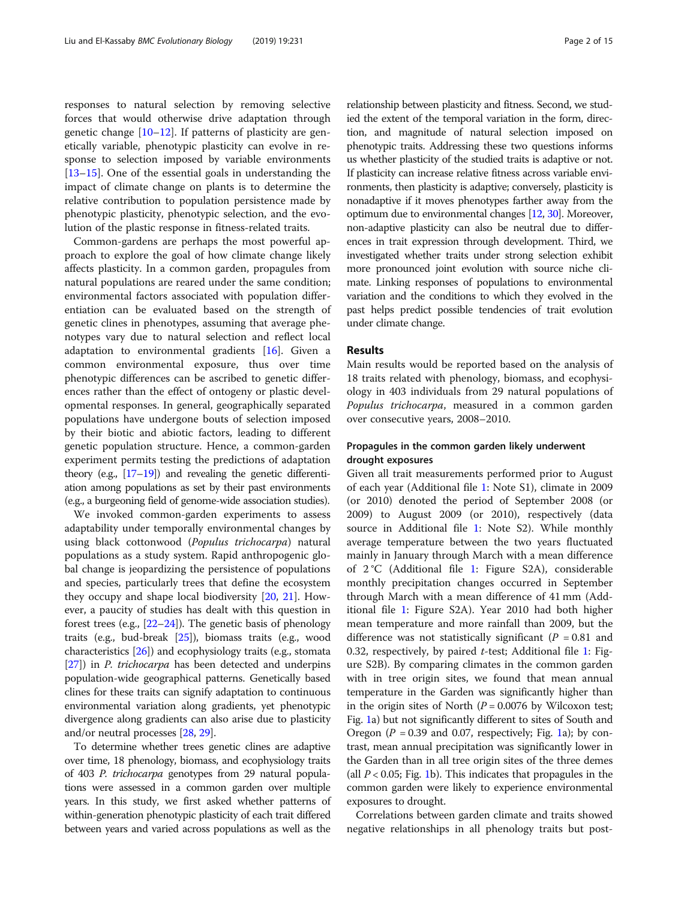responses to natural selection by removing selective forces that would otherwise drive adaptation through genetic change [10–12]. If patterns of plasticity are genetically variable, phenotypic plasticity can evolve in response to selection imposed by variable environments [13–15]. One of the essential goals in understanding the impact of climate change on plants is to determine the relative contribution to population persistence made by phenotypic plasticity, phenotypic selection, and the evolution of the plastic response in fitness-related traits.

Common-gardens are perhaps the most powerful approach to explore the goal of how climate change likely affects plasticity. In a common garden, propagules from natural populations are reared under the same condition; environmental factors associated with population differentiation can be evaluated based on the strength of genetic clines in phenotypes, assuming that average phenotypes vary due to natural selection and reflect local adaptation to environmental gradients [16]. Given a common environmental exposure, thus over time phenotypic differences can be ascribed to genetic differences rather than the effect of ontogeny or plastic developmental responses. In general, geographically separated populations have undergone bouts of selection imposed by their biotic and abiotic factors, leading to different genetic population structure. Hence, a common-garden experiment permits testing the predictions of adaptation theory (e.g., [17–19]) and revealing the genetic differentiation among populations as set by their past environments (e.g., a burgeoning field of genome-wide association studies).

We invoked common-garden experiments to assess adaptability under temporally environmental changes by using black cottonwood (*Populus trichocarpa*) natural populations as a study system. Rapid anthropogenic global change is jeopardizing the persistence of populations and species, particularly trees that define the ecosystem they occupy and shape local biodiversity [20, 21]. However, a paucity of studies has dealt with this question in forest trees (e.g., [22–24]). The genetic basis of phenology traits (e.g., bud-break [25]), biomass traits (e.g., wood characteristics [26]) and ecophysiology traits (e.g., stomata [27]) in *P. trichocarpa* has been detected and underpins population-wide geographical patterns. Genetically based clines for these traits can signify adaptation to continuous environmental variation along gradients, yet phenotypic divergence along gradients can also arise due to plasticity and/or neutral processes [28, 29].

To determine whether trees genetic clines are adaptive over time, 18 phenology, biomass, and ecophysiology traits of 403 *P. trichocarpa* genotypes from 29 natural populations were assessed in a common garden over multiple years. In this study, we first asked whether patterns of within-generation phenotypic plasticity of each trait differed between years and varied across populations as well as the relationship between plasticity and fitness. Second, we studied the extent of the temporal variation in the form, direction, and magnitude of natural selection imposed on phenotypic traits. Addressing these two questions informs us whether plasticity of the studied traits is adaptive or not. If plasticity can increase relative fitness across variable environments, then plasticity is adaptive; conversely, plasticity is nonadaptive if it moves phenotypes farther away from the optimum due to environmental changes [12, 30]. Moreover, non-adaptive plasticity can also be neutral due to differences in trait expression through development. Third, we investigated whether traits under strong selection exhibit more pronounced joint evolution with source niche climate. Linking responses of populations to environmental variation and the conditions to which they evolved in the past helps predict possible tendencies of trait evolution under climate change.

## Results

Main results would be reported based on the analysis of 18 traits related with phenology, biomass, and ecophysiology in 403 individuals from 29 natural populations of *Populus trichocarpa*, measured in a common garden over consecutive years, 2008–2010.

### Propagules in the common garden likely underwent drought exposures

Given all trait measurements performed prior to August of each year (Additional file 1: Note S1), climate in 2009 (or 2010) denoted the period of September 2008 (or 2009) to August 2009 (or 2010), respectively (data source in Additional file 1: Note S2). While monthly average temperature between the two years fluctuated mainly in January through March with a mean difference of 2 °C (Additional file 1: Figure S2A), considerable monthly precipitation changes occurred in September through March with a mean difference of 41 mm (Additional file 1: Figure S2A). Year 2010 had both higher mean temperature and more rainfall than 2009, but the difference was not statistically significant ($P$ = 0.81 and 0.32, respectively, by paired $t$-test; Additional file 1: Figure S2B). By comparing climates in the common garden with in tree origin sites, we found that mean annual temperature in the Garden was significantly higher than in the origin sites of North ($P$ = 0.0076 by Wilcoxon test; Fig. 1a) but not significantly different to sites of South and Oregon ($P$ = 0.39 and 0.07, respectively; Fig. 1a); by contrast, mean annual precipitation was significantly lower in the Garden than in all tree origin sites of the three demes (all $P < 0.05$; Fig. 1b). This indicates that propagules in the common garden were likely to experience environmental exposures to drought.

Correlations between garden climate and traits showed negative relationships in all phenology traits but post-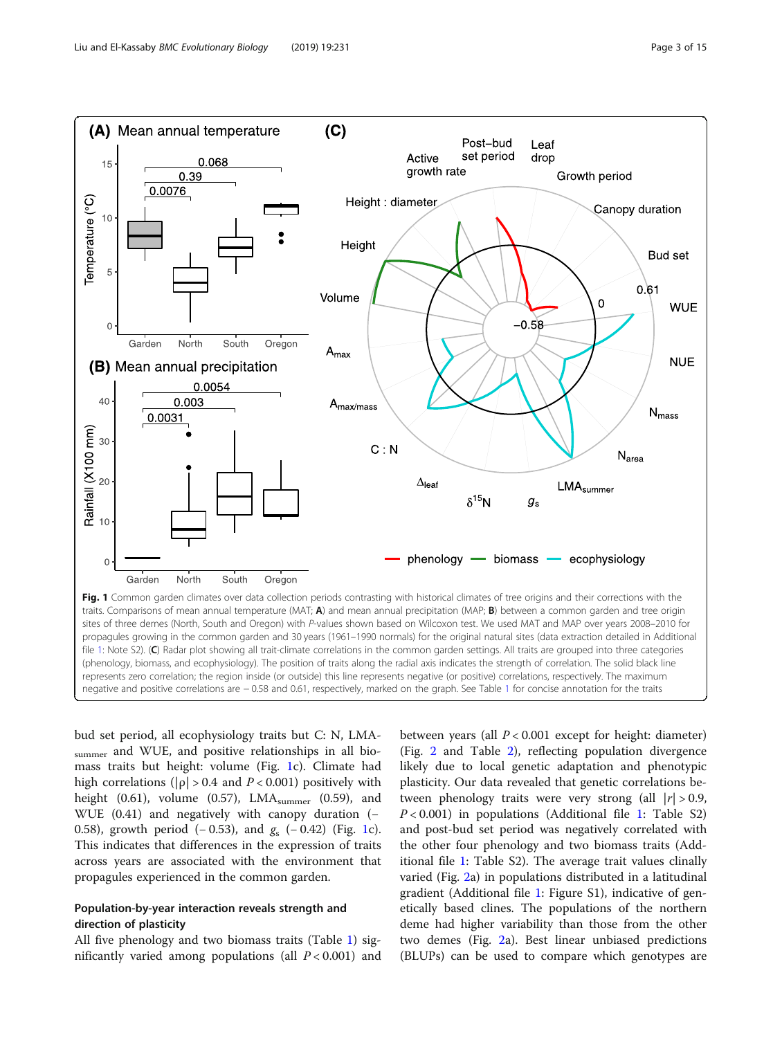**Fig. 1** Common garden climates over data collection periods contrasting with historical climates of tree origins and their corrections with the traits. Comparisons of mean annual temperature (MAT; **A**) and mean annual precipitation (MAP; **B**) between a common garden and tree origin sites of three demes (North, South and Oregon) with *P*-values shown based on Wilcoxon test. We used MAT and MAP over years 2008–2010 for propagules growing in the common garden and 30 years (1961–1990 normals) for the original natural sites (data extraction detailed in Additional file 1: Note S2). (**C**) Radar plot showing all trait-climate correlations in the common garden settings. All traits are grouped into three categories (phenology, biomass, and ecophysiology). The position of traits along the radial axis indicates the strength of correlation. The solid black line represents zero correlation; the region inside (or outside) this line represents negative (or positive) correlations, respectively. The maximum negative and positive correlations are − 0.58 and 0.61, respectively, marked on the graph. See Table 1 for concise annotation for the traits

bud set period, all ecophysiology traits but C: N, $LMA_{summer}$ and WUE, and positive relationships in all biomass traits but height: volume (Fig. 1c). Climate had high correlations ($|\rho| > 0.4$ and $P < 0.001$) positively with height (0.61), volume (0.57), $LMA_{summer}$ (0.59), and WUE (0.41) and negatively with canopy duration (−0.58), growth period (− 0.53), and $g_s$ (− 0.42) (Fig. 1c). This indicates that differences in the expression of traits across years are associated with the environment that propagules experienced in the common garden.

#### Population-by-year interaction reveals strength and direction of plasticity

All five phenology and two biomass traits (Table 1) significantly varied among populations (all $P < 0.001$) and between years (all $P < 0.001$ except for height: diameter) (Fig. 2 and Table 2), reflecting population divergence likely due to local genetic adaptation and phenotypic plasticity. Our data revealed that genetic correlations between phenology traits were very strong (all $|r| > 0.9$, $P < 0.001$) in populations (Additional file 1: Table S2) and post-bud set period was negatively correlated with the other four phenology and two biomass traits (Additional file 1: Table S2). The average trait values clinally varied (Fig. 2a) in populations distributed in a latitudinal gradient (Additional file 1: Figure S1), indicative of genetically based clines. The populations of the northern deme had higher variability than those from the other two demes (Fig. 2a). Best linear unbiased predictions (BLUPs) can be used to compare which genotypes are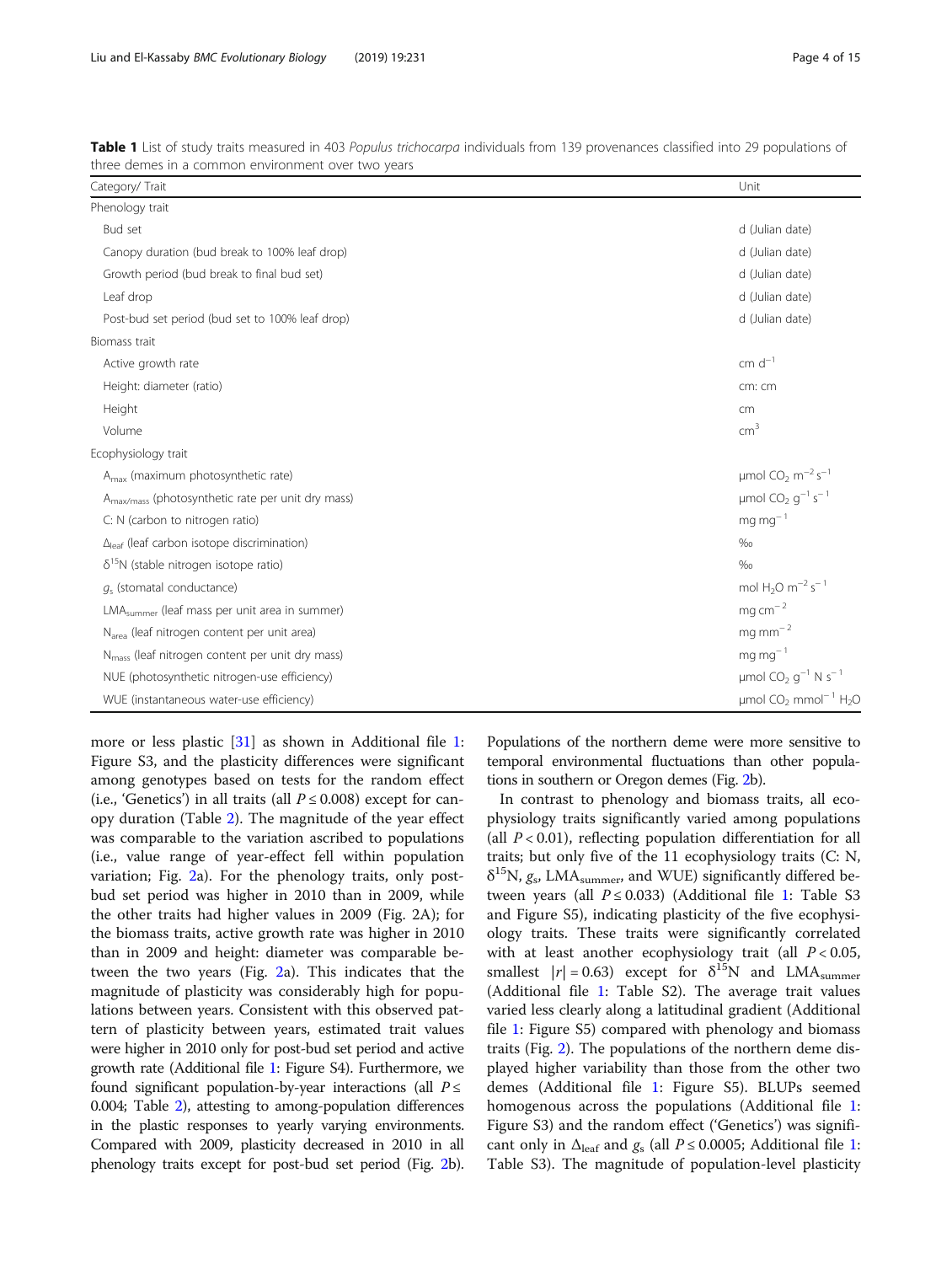**Table 1** List of study traits measured in 403 *Populus trichocarpa* individuals from 139 provenances classified into 29 populations of three demes in a common environment over two years

| Category/ Trait | Unit |
|---|---|
| Phenology trait | |
| Bud set | d (Julian date) |
| Canopy duration (bud break to 100% leaf drop) | d (Julian date) |
| Growth period (bud break to final bud set) | d (Julian date) |
| Leaf drop | d (Julian date) |
| Post-bud set period (bud set to 100% leaf drop) | d (Julian date) |
| Biomass trait | |
| Active growth rate | cm $d^{-1}$ |
| Height: diameter (ratio) | cm: cm |
| Height | cm |
| Volume | $cm^3$ |
| Ecophysiology trait | |
| $A_{max}$ (maximum photosynthetic rate) | μmol $CO_2$ $m^{-2}$ $s^{-1}$ |
| $A_{max/mass}$ (photosynthetic rate per unit dry mass) | μmol $CO_2$ $g^{-1}$ $s^{-1}$ |
| C: N (carbon to nitrogen ratio) | mg $mg^{-1}$ |
| $\Delta_{leaf}$ (leaf carbon isotope discrimination) | ‰ |
| $\delta^{15}N$ (stable nitrogen isotope ratio) | ‰ |
| $g_s$ (stomatal conductance) | mol $H_2O$ $m^{-2}$ $s^{-1}$ |
| $LMA_{summer}$ (leaf mass per unit area in summer) | mg $cm^{-2}$ |
| $N_{area}$ (leaf nitrogen content per unit area) | mg $mm^{-2}$ |
| $N_{mass}$ (leaf nitrogen content per unit dry mass) | mg $mg^{-1}$ |
| NUE (photosynthetic nitrogen-use efficiency) | μmol $CO_2$ $g^{-1}$ N $s^{-1}$ |
| WUE (instantaneous water-use efficiency) | μmol $CO_2$ $mmol^{-1}$ $H_2O$ |

more or less plastic [31] as shown in Additional file 1: Figure S3, and the plasticity differences were significant among genotypes based on tests for the random effect (i.e., 'Genetics') in all traits (all $P \le 0.008$) except for canopy duration (Table 2). The magnitude of the year effect was comparable to the variation ascribed to populations (i.e., value range of year-effect fell within population variation; Fig. 2a). For the phenology traits, only post-bud set period was higher in 2010 than in 2009, while the other traits had higher values in 2009 (Fig. 2A); for the biomass traits, active growth rate was higher in 2010 than in 2009 and height: diameter was comparable between the two years (Fig. 2a). This indicates that the magnitude of plasticity was considerably high for populations between years. Consistent with this observed pattern of plasticity between years, estimated trait values were higher in 2010 only for post-bud set period and active growth rate (Additional file 1: Figure S4). Furthermore, we found significant population-by-year interactions (all $P \le 0.004$; Table 2), attesting to among-population differences in the plastic responses to yearly varying environments. Compared with 2009, plasticity decreased in 2010 in all phenology traits except for post-bud set period (Fig. 2b). Populations of the northern deme were more sensitive to temporal environmental fluctuations than other populations in southern or Oregon demes (Fig. 2b).

In contrast to phenology and biomass traits, all ecophysiology traits significantly varied among populations (all $P < 0.01$), reflecting population differentiation for all traits; but only five of the 11 ecophysiology traits (C: N, $\delta^{15}N$, $g_s$, $LMA_{summer}$, and WUE) significantly differed between years (all $P \le 0.033$) (Additional file 1: Table S3 and Figure S5), indicating plasticity of the five ecophysiology traits. These traits were significantly correlated with at least another ecophysiology trait (all $P < 0.05$, smallest $|r| = 0.63$) except for $\delta^{15}N$ and $LMA_{summer}$ (Additional file 1: Table S2). The average trait values varied less clearly along a latitudinal gradient (Additional file 1: Figure S5) compared with phenology and biomass traits (Fig. 2). The populations of the northern deme displayed higher variability than those from the other two demes (Additional file 1: Figure S5). BLUPs seemed homogenous across the populations (Additional file 1: Figure S3) and the random effect ('Genetics') was significant only in $\Delta_{leaf}$ and $g_s$ (all $P \le 0.0005$; Additional file 1: Table S3). The magnitude of population-level plasticity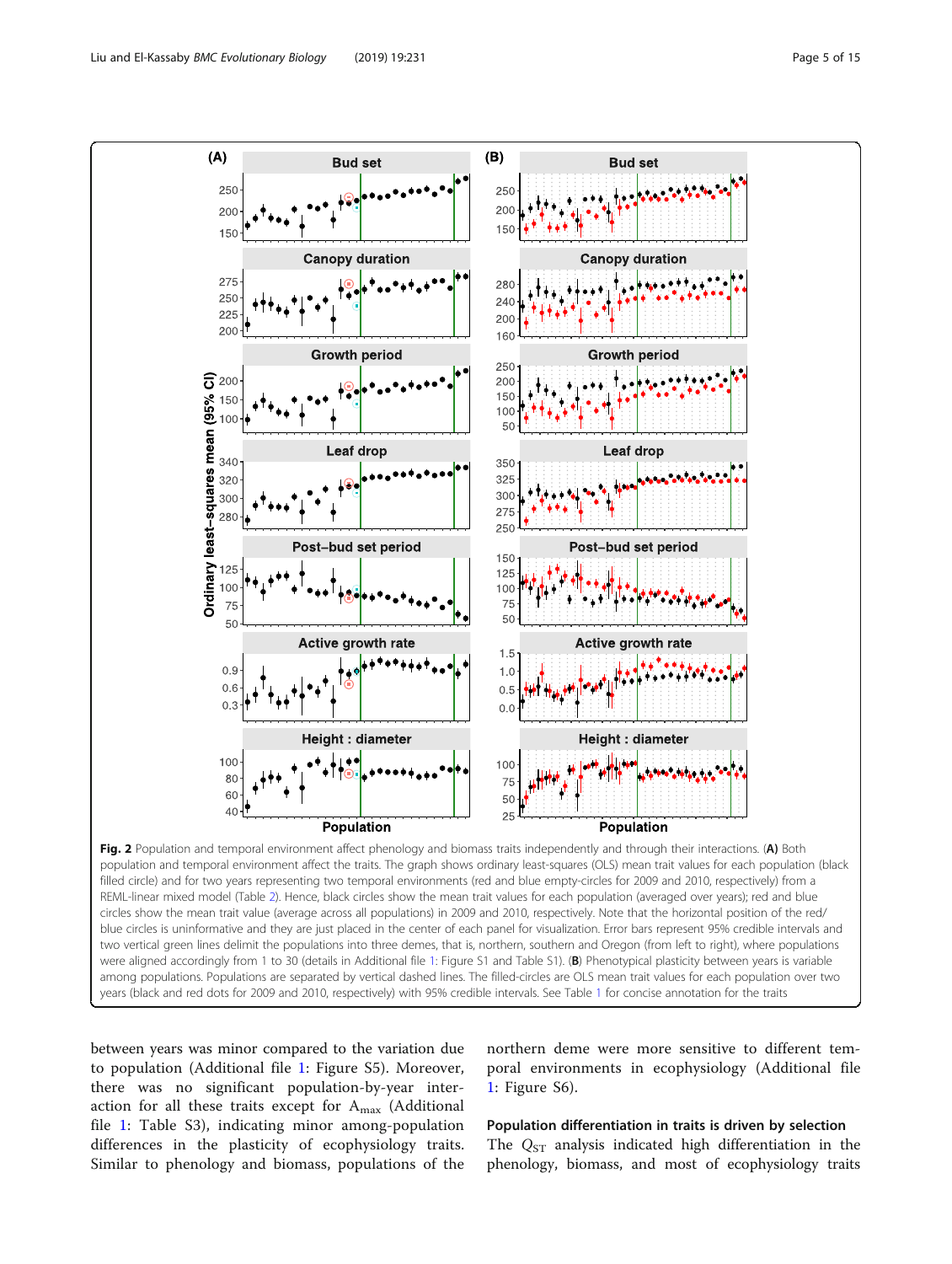**Fig. 2** Population and temporal environment affect phenology and biomass traits independently and through their interactions. (**A**) Both population and temporal environment affect the traits. The graph shows ordinary least-squares (OLS) mean trait values for each population (black filled circle) and for two years representing two temporal environments (red and blue empty-circles for 2009 and 2010, respectively) from a REML-linear mixed model (Table 2). Hence, black circles show the mean trait values for each population (averaged over years); red and blue circles show the mean trait value (average across all populations) in 2009 and 2010, respectively. Note that the horizontal position of the red/blue circles is uninformative and they are just placed in the center of each panel for visualization. Error bars represent 95% credible intervals and two vertical green lines delimit the populations into three demes, that is, northern, southern and Oregon (from left to right), where populations were aligned accordingly from 1 to 30 (details in Additional file 1: Figure S1 and Table S1). (**B**) Phenotypical plasticity between years is variable among populations. Populations are separated by vertical dashed lines. The filled-circles are OLS mean trait values for each population over two years (black and red dots for 2009 and 2010, respectively) with 95% credible intervals. See Table 1 for concise annotation for the traits

between years was minor compared to the variation due to population (Additional file 1: Figure S5). Moreover, there was no significant population-by-year interaction for all these traits except for $A_{max}$ (Additional file 1: Table S3), indicating minor among-population differences in the plasticity of ecophysiology traits. Similar to phenology and biomass, populations of the northern deme were more sensitive to different temporal environments in ecophysiology (Additional file 1: Figure S6).

### Population differentiation in traits is driven by selection

The $Q_{ST}$ analysis indicated high differentiation in the phenology, biomass, and most of ecophysiology traits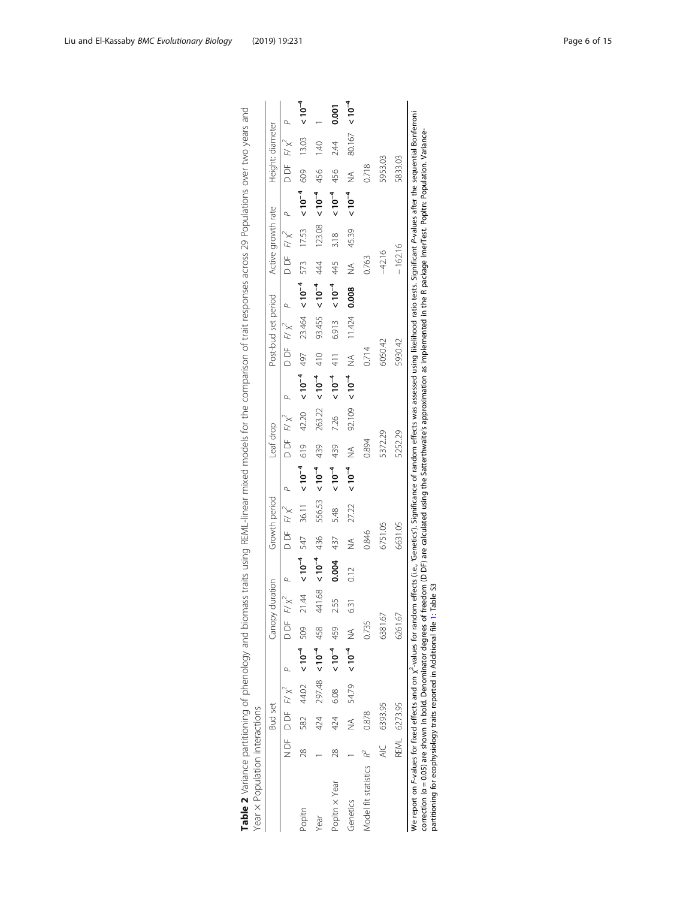**Table 2** Variance partitioning of phenology and biomass traits using REML-linear mixed models for the comparison of trait responses across 29 Populations over two years and Year × Population interactions

| | | Bud set | | | Canopy duration | | | Growth period | | | Leaf drop | | | Post-bud set period | | | Active growth rate | | | Height: diameter | | |
|---|---|---|---|---|---|---|---|---|---|---|---|---|---|---|---|---|---|---|---|---|---|---|---|
| | N DF | D DF | $F/\chi^2$ | $P$ | D DF | $F/\chi^2$ | $P$ | D DF | $F/\chi^2$ | $P$ | D DF | $F/\chi^2$ | $P$ | D DF | $F/\chi^2$ | $P$ | D DF | $F/\chi^2$ | $P$ | D DF | $F/\chi^2$ | $P$ |
| Popltn | 28 | 582 | 44.02 | **< 10^-4** | 509 | 21.44 | **< 10^-4** | 547 | 36.11 | **< 10^-4** | 619 | 42.20 | **< 10^-4** | 497 | 23.464 | **< 10^-4** | 573 | 17.53 | **< 10^-4** | 609 | 13.03 | **< 10^-4** |
| Year | 1 | 424 | 297.48 | **< 10^-4** | 458 | 441.68 | **< 10^-4** | 436 | 556.53 | **< 10^-4** | 439 | 263.22 | **< 10^-4** | 410 | 93.455 | **< 10^-4** | 444 | 123.08 | **< 10^-4** | 456 | 1.40 | 1 |
| Popltn × Year | 28 | 424 | 6.08 | **< 10^-4** | 459 | 2.55 | **0.004** | 437 | 5.48 | **< 10^-4** | 439 | 7.26 | **< 10^-4** | 411 | 6.913 | **< 10^-4** | 445 | 3.18 | **< 10^-4** | 456 | 2.44 | **0.001** |
| Genetics | 1 | NA | 54.79 | **< 10^-4** | NA | 6.31 | 0.12 | NA | 27.22 | **< 10^-4** | NA | 92.109 | **< 10^-4** | NA | 11.424 | **0.008** | NA | 45.39 | **< 10^-4** | NA | 80.167 | **< 10^-4** |
| Model fit statistics | $R^2$ | 0.878 | | | 0.735 | | | 0.846 | | | 0.894 | | | 0.714 | | | 0.763 | | | 0.718 | | |
| | AIC | 6393.95 | | | 6381.67 | | | 6751.05 | | | 5372.29 | | | 6050.42 | | | −42.16 | | | 5953.03 | | |
| | REML | 6273.95 | | | 6261.67 | | | 6631.05 | | | 5252.29 | | | 5930.42 | | | −162.16 | | | 5833.03 | | |

We report on $F$-values for fixed effects and on $\chi^2$-values for random effects (i.e., 'Genetics'). Significance of random effects was assessed using likelihood ratio tests. Significant $P$-values after the sequential Bonferroni correction ($\alpha = 0.05$) are shown in bold. Denominator degrees of freedom (D DF) are calculated using the Satterthwaite's approximation as implemented in the R package lmerTest. Popltn: Population. Variance-partitioning for ecophysiology traits reported in Additional file 1: Table S3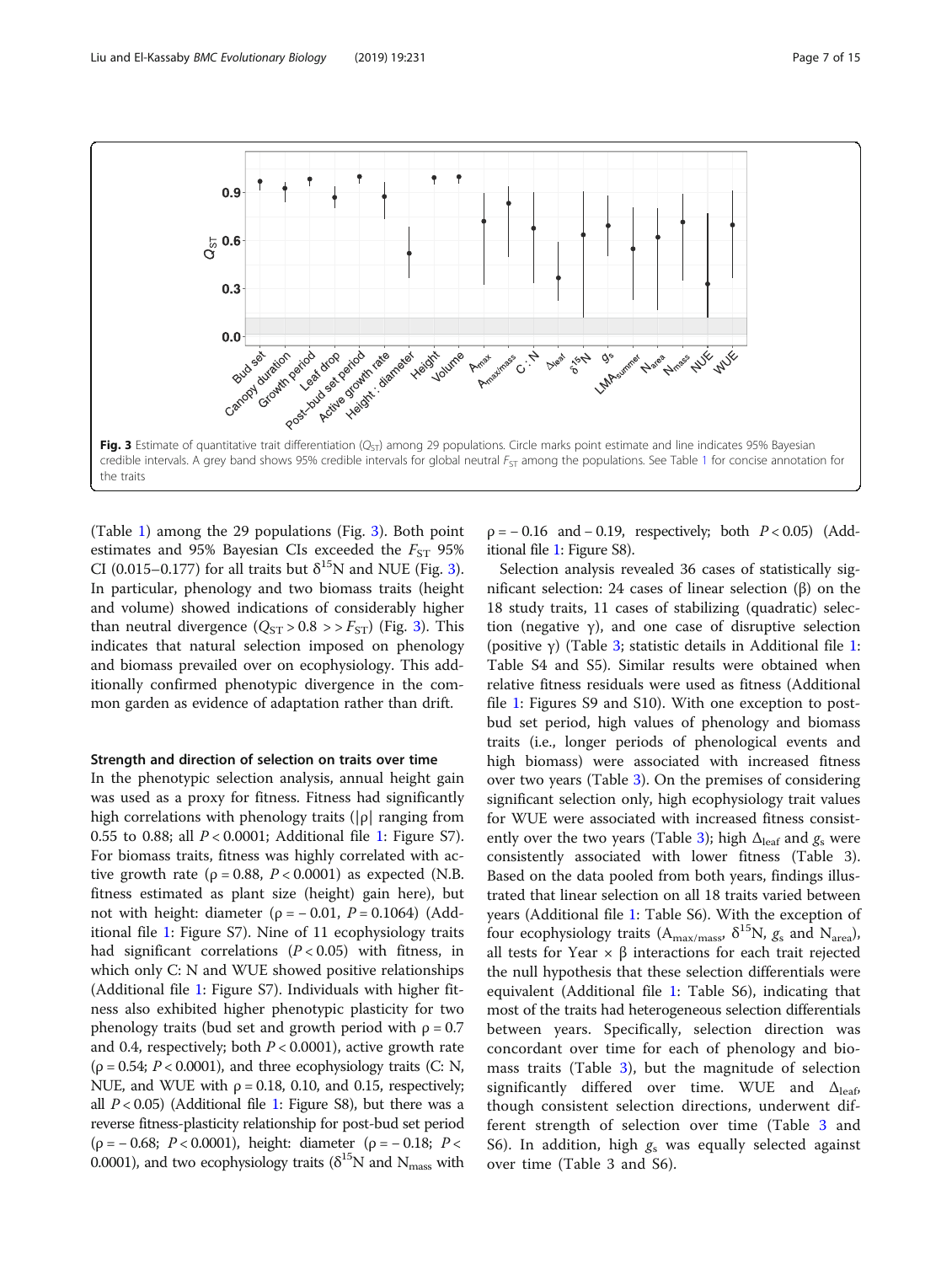**Fig. 3** Estimate of quantitative trait differentiation ($Q_{ST}$) among 29 populations. Circle marks point estimate and line indicates 95% Bayesian credible intervals. A grey band shows 95% credible intervals for global neutral $F_{ST}$ among the populations. See Table 1 for concise annotation for the traits

(Table 1) among the 29 populations (Fig. 3). Both point estimates and 95% Bayesian CIs exceeded the $F_{ST}$ 95% CI (0.015–0.177) for all traits but $\delta^{15}N$ and NUE (Fig. 3). In particular, phenology and two biomass traits (height and volume) showed indications of considerably higher than neutral divergence ($Q_{ST} > 0.8 >> F_{ST}$) (Fig. 3). This indicates that natural selection imposed on phenology and biomass prevailed over on ecophysiology. This additionally confirmed phenotypic divergence in the common garden as evidence of adaptation rather than drift.

### Strength and direction of selection on traits over time

In the phenotypic selection analysis, annual height gain was used as a proxy for fitness. Fitness had significantly high correlations with phenology traits ($|\rho|$ ranging from 0.55 to 0.88; all $P < 0.0001$; Additional file 1: Figure S7). For biomass traits, fitness was highly correlated with active growth rate ($\rho = 0.88$, $P < 0.0001$) as expected (N.B. fitness estimated as plant size (height) gain here), but not with height: diameter ($\rho = -0.01$, $P = 0.1064$) (Additional file 1: Figure S7). Nine of 11 ecophysiology traits had significant correlations ($P < 0.05$) with fitness, in which only C: N and WUE showed positive relationships (Additional file 1: Figure S7). Individuals with higher fitness also exhibited higher phenotypic plasticity for two phenology traits (bud set and growth period with $\rho = 0.7$ and 0.4, respectively; both $P < 0.0001$), active growth rate ($\rho = 0.54$; $P < 0.0001$), and three ecophysiology traits (C: N, NUE, and WUE with $\rho = 0.18$, 0.10, and 0.15, respectively; all $P < 0.05$) (Additional file 1: Figure S8), but there was a reverse fitness-plasticity relationship for post-bud set period ($\rho = -0.68$; $P < 0.0001$), height: diameter ($\rho = -0.18$; $P < 0.0001$), and two ecophysiology traits ($\delta^{15}N$ and $N_{mass}$ with $\rho = -0.16$ and $-0.19$, respectively; both $P < 0.05$) (Additional file 1: Figure S8).

Selection analysis revealed 36 cases of statistically significant selection: 24 cases of linear selection ($\beta$) on the 18 study traits, 11 cases of stabilizing (quadratic) selection (negative $\gamma$), and one case of disruptive selection (positive $\gamma$) (Table 3; statistic details in Additional file 1: Table S4 and S5). Similar results were obtained when relative fitness residuals were used as fitness (Additional file 1: Figures S9 and S10). With one exception to post-bud set period, high values of phenology and biomass traits (i.e., longer periods of phenological events and high biomass) were associated with increased fitness over two years (Table 3). On the premises of considering significant selection only, high ecophysiology trait values for WUE were associated with increased fitness consistently over the two years (Table 3); high $\Delta_{leaf}$ and $g_s$ were consistently associated with lower fitness (Table 3). Based on the data pooled from both years, findings illustrated that linear selection on all 18 traits varied between years (Additional file 1: Table S6). With the exception of four ecophysiology traits ($A_{max/mass}$, $\delta^{15}N$, $g_s$ and $N_{area}$), all tests for Year × $\beta$ interactions for each trait rejected the null hypothesis that these selection differentials were equivalent (Additional file 1: Table S6), indicating that most of the traits had heterogeneous selection differentials between years. Specifically, selection direction was concordant over time for each of phenology and biomass traits (Table 3), but the magnitude of selection significantly differed over time. WUE and $\Delta_{leaf}$, though consistent selection directions, underwent different strength of selection over time (Table 3 and S6). In addition, high $g_s$ was equally selected against over time (Table 3 and S6).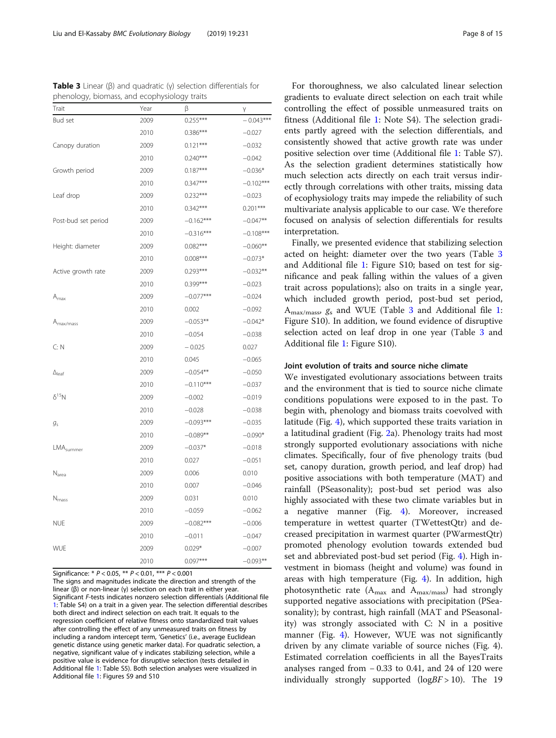**Table 3** Linear (β) and quadratic (γ) selection differentials for phenology, biomass, and ecophysiology traits

| Trait | Year | β | γ |
|---|---|---|---|
| Bud set | 2009 | 0.255*** | −0.043*** |
| | 2010 | 0.386*** | −0.027 |
| Canopy duration | 2009 | 0.121*** | −0.032 |
| | 2010 | 0.240*** | −0.042 |
| Growth period | 2009 | 0.187*** | −0.036* |
| | 2010 | 0.347*** | −0.102*** |
| Leaf drop | 2009 | 0.232*** | −0.023 |
| | 2010 | 0.342*** | 0.201*** |
| Post-bud set period | 2009 | −0.162*** | −0.047** |
| | 2010 | −0.316*** | −0.108*** |
| Height: diameter | 2009 | 0.082*** | −0.060** |
| | 2010 | 0.008*** | −0.073* |
| Active growth rate | 2009 | 0.293*** | −0.032** |
| | 2010 | 0.399*** | −0.023 |
| $A_{max}$ | 2009 | −0.077*** | −0.024 |
| | 2010 | 0.002 | −0.092 |
| $A_{max/mass}$ | 2009 | −0.053** | −0.042* |
| | 2010 | −0.054 | −0.038 |
| C: N | 2009 | − 0.025 | 0.027 |
| | 2010 | 0.045 | −0.065 |
| $\Delta_{leaf}$ | 2009 | −0.054** | −0.050 |
| | 2010 | −0.110*** | −0.037 |
| $\delta^{15}N$ | 2009 | −0.002 | −0.019 |
| | 2010 | −0.028 | −0.038 |
| $g_s$ | 2009 | −0.093*** | −0.035 |
| | 2010 | −0.089** | −0.090* |
| $LMA_{summer}$ | 2009 | −0.037* | −0.018 |
| | 2010 | 0.027 | −0.051 |
| $N_{area}$ | 2009 | 0.006 | 0.010 |
| | 2010 | 0.007 | −0.046 |
| $N_{mass}$ | 2009 | 0.031 | 0.010 |
| | 2010 | −0.059 | −0.062 |
| NUE | 2009 | −0.082*** | −0.006 |
| | 2010 | −0.011 | −0.047 |
| WUE | 2009 | 0.029* | −0.007 |
| | 2010 | 0.097*** | −0.093** |

Significance: * $P < 0.05$, ** $P < 0.01$, *** $P < 0.001$

The signs and magnitudes indicate the direction and strength of the linear (β) or non-linear (γ) selection on each trait in either year. Significant F-tests indicates nonzero selection differentials (Additional file 1: Table S4) on a trait in a given year. The selection differential describes both direct and indirect selection on each trait. It equals to the regression coefficient of relative fitness onto standardized trait values after controlling the effect of any unmeasured traits on fitness by including a random intercept term, 'Genetics' (i.e., average Euclidean genetic distance using genetic marker data). For quadratic selection, a negative, significant value of γ indicates stabilizing selection, while a positive value is evidence for disruptive selection (tests detailed in Additional file 1: Table S5). Both selection analyses were visualized in Additional file 1: Figures S9 and S10

For thoroughness, we also calculated linear selection gradients to evaluate direct selection on each trait while controlling the effect of possible unmeasured traits on fitness (Additional file 1: Note S4). The selection gradients partly agreed with the selection differentials, and consistently showed that active growth rate was under positive selection over time (Additional file 1: Table S7). As the selection gradient determines statistically how much selection acts directly on each trait versus indirectly through correlations with other traits, missing data of ecophysiology traits may impede the reliability of such multivariate analysis applicable to our case. We therefore focused on analysis of selection differentials for results interpretation.

Finally, we presented evidence that stabilizing selection acted on height: diameter over the two years (Table 3 and Additional file 1: Figure S10; based on test for significance and peak falling within the values of a given trait across populations); also on traits in a single year, which included growth period, post-bud set period, $A_{max/mass}$, $g_s$ and WUE (Table 3 and Additional file 1: Figure S10). In addition, we found evidence of disruptive selection acted on leaf drop in one year (Table 3 and Additional file 1: Figure S10).

### Joint evolution of traits and source niche climate

We investigated evolutionary associations between traits and the environment that is tied to source niche climate conditions populations were exposed to in the past. To begin with, phenology and biomass traits coevolved with latitude (Fig. 4), which supported these traits variation in a latitudinal gradient (Fig. 2a). Phenology traits had most strongly supported evolutionary associations with niche climates. Specifically, four of five phenology traits (bud set, canopy duration, growth period, and leaf drop) had positive associations with both temperature (MAT) and rainfall (PSeasonality); post-bud set period was also highly associated with these two climate variables but in a negative manner (Fig. 4). Moreover, increased temperature in wettest quarter (TWettestQtr) and decreased precipitation in warmest quarter (PWarmestQtr) promoted phenology evolution towards extended bud set and abbreviated post-bud set period (Fig. 4). High investment in biomass (height and volume) was found in areas with high temperature (Fig. 4). In addition, high photosynthetic rate ($A_{max}$ and $A_{max/mass}$) had strongly supported negative associations with precipitation (PSeasonality); by contrast, high rainfall (MAT and PSeasonality) was strongly associated with C: N in a positive manner (Fig. 4). However, WUE was not significantly driven by any climate variable of source niches (Fig. 4). Estimated correlation coefficients in all the BayesTraits analyses ranged from − 0.33 to 0.41, and 24 of 120 were individually strongly supported ($\log BF > 10$). The 19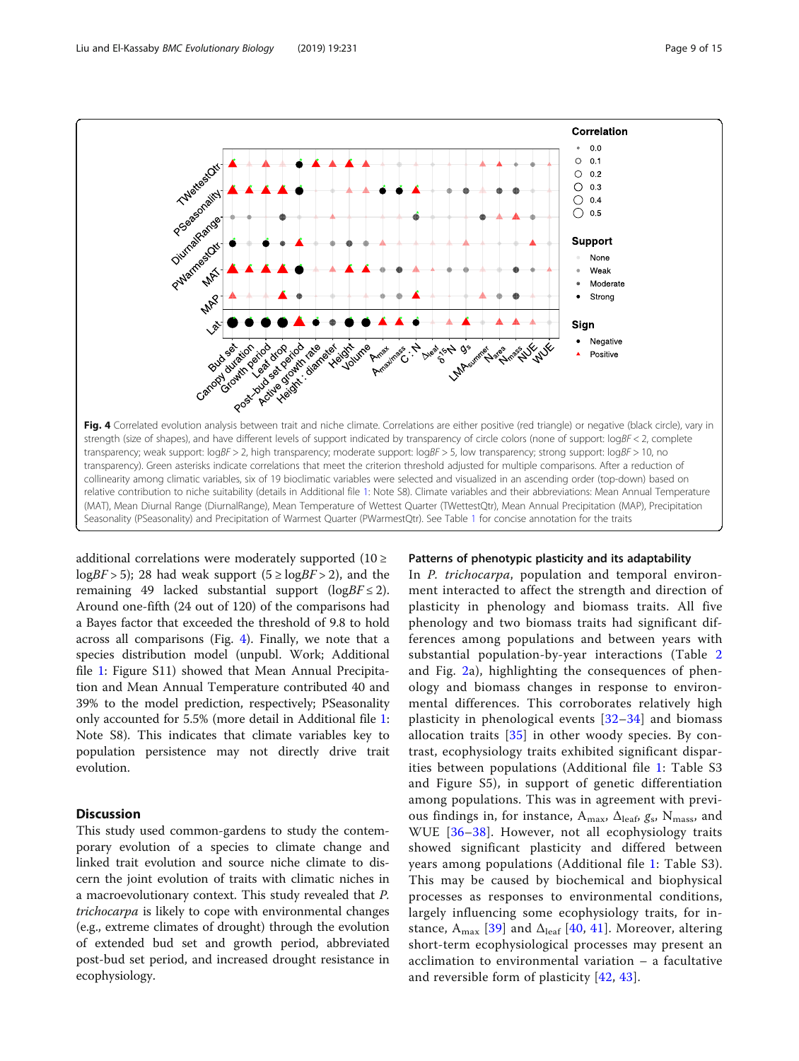**Fig. 4** Correlated evolution analysis between trait and niche climate. Correlations are either positive (red triangle) or negative (black circle), vary in strength (size of shapes), and have different levels of support indicated by transparency of circle colors (none of support: log*BF* < 2, complete transparency; weak support: log*BF* > 2, high transparency; moderate support: log*BF* > 5, low transparency; strong support: log*BF* > 10, no transparency). Green asterisks indicate correlations that meet the criterion threshold adjusted for multiple comparisons. After a reduction of collinearity among climatic variables, six of 19 bioclimatic variables were selected and visualized in an ascending order (top-down) based on relative contribution to niche suitability (details in Additional file 1: Note S8). Climate variables and their abbreviations: Mean Annual Temperature (MAT), Mean Diurnal Range (DiurnalRange), Mean Temperature of Wettest Quarter (TWettestQtr), Mean Annual Precipitation (MAP), Precipitation Seasonality (PSeasonality) and Precipitation of Warmest Quarter (PWarmestQtr). See Table 1 for concise annotation for the traits

additional correlations were moderately supported ($10 \geq \log BF > 5$); 28 had weak support ($5 \geq \log BF > 2$), and the remaining 49 lacked substantial support ($\log BF \leq 2$). Around one-fifth (24 out of 120) of the comparisons had a Bayes factor that exceeded the threshold of 9.8 to hold across all comparisons (Fig. 4). Finally, we note that a species distribution model (unpubl. Work; Additional file 1: Figure S11) showed that Mean Annual Precipitation and Mean Annual Temperature contributed 40 and 39% to the model prediction, respectively; PSeasonality only accounted for 5.5% (more detail in Additional file 1: Note S8). This indicates that climate variables key to population persistence may not directly drive trait evolution.

## Discussion

This study used common-gardens to study the contemporary evolution of a species to climate change and linked trait evolution and source niche climate to discern the joint evolution of traits with climatic niches in a macroevolutionary context. This study revealed that *P. trichocarpa* is likely to cope with environmental changes (e.g., extreme climates of drought) through the evolution of extended bud set and growth period, abbreviated post-bud set period, and increased drought resistance in ecophysiology.

### Patterns of phenotypic plasticity and its adaptability

In *P. trichocarpa*, population and temporal environment interacted to affect the strength and direction of plasticity in phenology and biomass traits. All five phenology and two biomass traits had significant differences among populations and between years with substantial population-by-year interactions (Table 2 and Fig. 2a), highlighting the consequences of phenology and biomass changes in response to environmental differences. This corroborates relatively high plasticity in phenological events [32–34] and biomass allocation traits [35] in other woody species. By contrast, ecophysiology traits exhibited significant disparities between populations (Additional file 1: Table S3 and Figure S5), in support of genetic differentiation among populations. This was in agreement with previous findings in, for instance, $A_{max}$, $\Delta_{leaf}$, $g_s$, $N_{mass}$, and WUE [36–38]. However, not all ecophysiology traits showed significant plasticity and differed between years among populations (Additional file 1: Table S3). This may be caused by biochemical and biophysical processes as responses to environmental conditions, largely influencing some ecophysiology traits, for instance, $A_{max}$ [39] and $\Delta_{leaf}$ [40, 41]. Moreover, altering short-term ecophysiological processes may present an acclimation to environmental variation – a facultative and reversible form of plasticity [42, 43].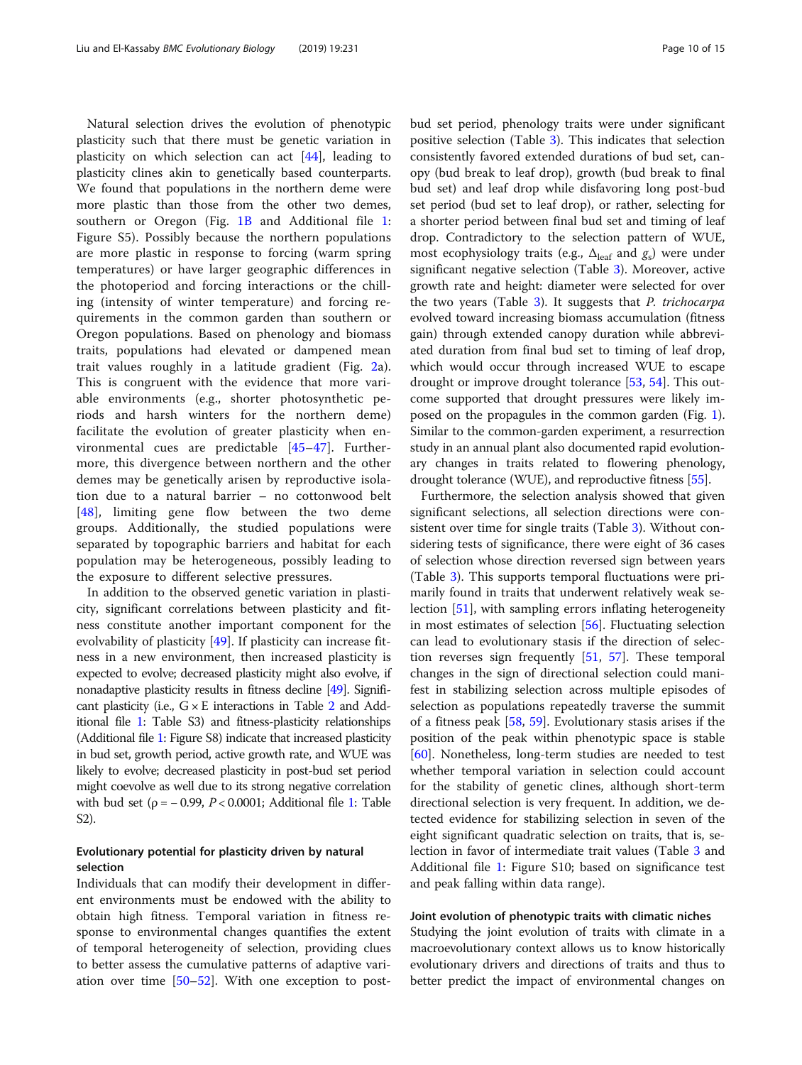Natural selection drives the evolution of phenotypic plasticity such that there must be genetic variation in plasticity on which selection can act [44], leading to plasticity clines akin to genetically based counterparts. We found that populations in the northern deme were more plastic than those from the other two demes, southern or Oregon (Fig. 1B and Additional file 1: Figure S5). Possibly because the northern populations are more plastic in response to forcing (warm spring temperatures) or have larger geographic differences in the photoperiod and forcing interactions or the chilling (intensity of winter temperature) and forcing requirements in the common garden than southern or Oregon populations. Based on phenology and biomass traits, populations had elevated or dampened mean trait values roughly in a latitude gradient (Fig. 2a). This is congruent with the evidence that more variable environments (e.g., shorter photosynthetic periods and harsh winters for the northern deme) facilitate the evolution of greater plasticity when environmental cues are predictable [45–47]. Furthermore, this divergence between northern and the other demes may be genetically arisen by reproductive isolation due to a natural barrier – no cottonwood belt [48], limiting gene flow between the two deme groups. Additionally, the studied populations were separated by topographic barriers and habitat for each population may be heterogeneous, possibly leading to the exposure to different selective pressures.

In addition to the observed genetic variation in plasticity, significant correlations between plasticity and fitness constitute another important component for the evolvability of plasticity [49]. If plasticity can increase fitness in a new environment, then increased plasticity is expected to evolve; decreased plasticity might also evolve, if nonadaptive plasticity results in fitness decline [49]. Significant plasticity (i.e., G × E interactions in Table 2 and Additional file 1: Table S3) and fitness-plasticity relationships (Additional file 1: Figure S8) indicate that increased plasticity in bud set, growth period, active growth rate, and WUE was likely to evolve; decreased plasticity in post-bud set period might coevolve as well due to its strong negative correlation with bud set ($\rho = -0.99$, $P < 0.0001$; Additional file 1: Table S2).

### Evolutionary potential for plasticity driven by natural selection

Individuals that can modify their development in different environments must be endowed with the ability to obtain high fitness. Temporal variation in fitness response to environmental changes quantifies the extent of temporal heterogeneity of selection, providing clues to better assess the cumulative patterns of adaptive variation over time [50–52]. With one exception to post-bud set period, phenology traits were under significant positive selection (Table 3). This indicates that selection consistently favored extended durations of bud set, canopy (bud break to leaf drop), growth (bud break to final bud set) and leaf drop while disfavoring long post-bud set period (bud set to leaf drop), or rather, selecting for a shorter period between final bud set and timing of leaf drop. Contradictory to the selection pattern of WUE, most ecophysiology traits (e.g., $\Delta_{\text{leaf}}$ and $g_s$) were under significant negative selection (Table 3). Moreover, active growth rate and height: diameter were selected for over the two years (Table 3). It suggests that *P. trichocarpa* evolved toward increasing biomass accumulation (fitness gain) through extended canopy duration while abbreviated duration from final bud set to timing of leaf drop, which would occur through increased WUE to escape drought or improve drought tolerance [53, 54]. This outcome supported that drought pressures were likely imposed on the propagules in the common garden (Fig. 1). Similar to the common-garden experiment, a resurrection study in an annual plant also documented rapid evolutionary changes in traits related to flowering phenology, drought tolerance (WUE), and reproductive fitness [55].

Furthermore, the selection analysis showed that given significant selections, all selection directions were consistent over time for single traits (Table 3). Without considering tests of significance, there were eight of 36 cases of selection whose direction reversed sign between years (Table 3). This supports temporal fluctuations were primarily found in traits that underwent relatively weak selection [51], with sampling errors inflating heterogeneity in most estimates of selection [56]. Fluctuating selection can lead to evolutionary stasis if the direction of selection reverses sign frequently [51, 57]. These temporal changes in the sign of directional selection could manifest in stabilizing selection across multiple episodes of selection as populations repeatedly traverse the summit of a fitness peak [58, 59]. Evolutionary stasis arises if the position of the peak within phenotypic space is stable [60]. Nonetheless, long-term studies are needed to test whether temporal variation in selection could account for the stability of genetic clines, although short-term directional selection is very frequent. In addition, we detected evidence for stabilizing selection in seven of the eight significant quadratic selection on traits, that is, selection in favor of intermediate trait values (Table 3 and Additional file 1: Figure S10; based on significance test and peak falling within data range).

### Joint evolution of phenotypic traits with climatic niches

Studying the joint evolution of traits with climate in a macroevolutionary context allows us to know historically evolutionary drivers and directions of traits and thus to better predict the impact of environmental changes on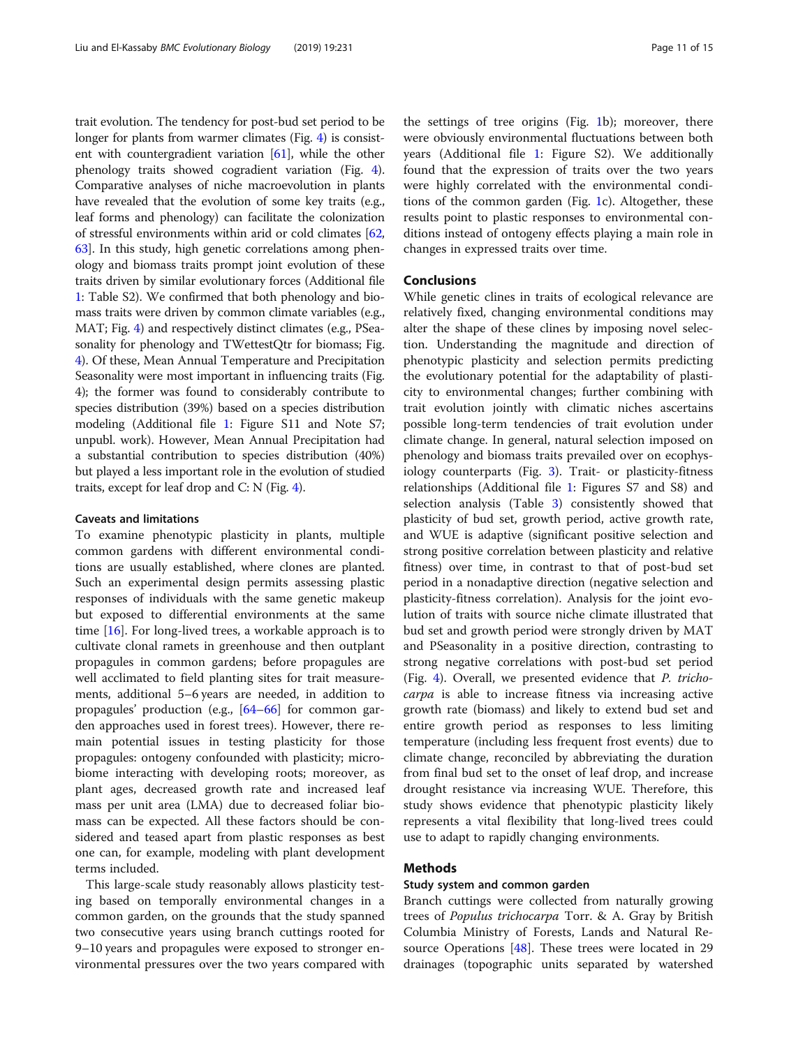trait evolution. The tendency for post-bud set period to be longer for plants from warmer climates (Fig. 4) is consistent with countergradient variation [61], while the other phenology traits showed cogradient variation (Fig. 4). Comparative analyses of niche macroevolution in plants have revealed that the evolution of some key traits (e.g., leaf forms and phenology) can facilitate the colonization of stressful environments within arid or cold climates [62, 63]. In this study, high genetic correlations among phenology and biomass traits prompt joint evolution of these traits driven by similar evolutionary forces (Additional file 1: Table S2). We confirmed that both phenology and biomass traits were driven by common climate variables (e.g., MAT; Fig. 4) and respectively distinct climates (e.g., PSeasonality for phenology and TWettestQtr for biomass; Fig. 4). Of these, Mean Annual Temperature and Precipitation Seasonality were most important in influencing traits (Fig. 4); the former was found to considerably contribute to species distribution (39%) based on a species distribution modeling (Additional file 1: Figure S11 and Note S7; unpubl. work). However, Mean Annual Precipitation had a substantial contribution to species distribution (40%) but played a less important role in the evolution of studied traits, except for leaf drop and C: N (Fig. 4).

#### Caveats and limitations

To examine phenotypic plasticity in plants, multiple common gardens with different environmental conditions are usually established, where clones are planted. Such an experimental design permits assessing plastic responses of individuals with the same genetic makeup but exposed to differential environments at the same time [16]. For long-lived trees, a workable approach is to cultivate clonal ramets in greenhouse and then outplant propagules in common gardens; before propagules are well acclimated to field planting sites for trait measurements, additional 5–6 years are needed, in addition to propagules' production (e.g., [64–66] for common garden approaches used in forest trees). However, there remain potential issues in testing plasticity for those propagules: ontogeny confounded with plasticity; microbiome interacting with developing roots; moreover, as plant ages, decreased growth rate and increased leaf mass per unit area (LMA) due to decreased foliar biomass can be expected. All these factors should be considered and teased apart from plastic responses as best one can, for example, modeling with plant development terms included.

This large-scale study reasonably allows plasticity testing based on temporally environmental changes in a common garden, on the grounds that the study spanned two consecutive years using branch cuttings rooted for 9–10 years and propagules were exposed to stronger environmental pressures over the two years compared with the settings of tree origins (Fig. 1b); moreover, there were obviously environmental fluctuations between both years (Additional file 1: Figure S2). We additionally found that the expression of traits over the two years were highly correlated with the environmental conditions of the common garden (Fig. 1c). Altogether, these results point to plastic responses to environmental conditions instead of ontogeny effects playing a main role in changes in expressed traits over time.

## Conclusions

While genetic clines in traits of ecological relevance are relatively fixed, changing environmental conditions may alter the shape of these clines by imposing novel selection. Understanding the magnitude and direction of phenotypic plasticity and selection permits predicting the evolutionary potential for the adaptability of plasticity to environmental changes; further combining with trait evolution jointly with climatic niches ascertains possible long-term tendencies of trait evolution under climate change. In general, natural selection imposed on phenology and biomass traits prevailed over on ecophysiology counterparts (Fig. 3). Trait- or plasticity-fitness relationships (Additional file 1: Figures S7 and S8) and selection analysis (Table 3) consistently showed that plasticity of bud set, growth period, active growth rate, and WUE is adaptive (significant positive selection and strong positive correlation between plasticity and relative fitness) over time, in contrast to that of post-bud set period in a nonadaptive direction (negative selection and plasticity-fitness correlation). Analysis for the joint evolution of traits with source niche climate illustrated that bud set and growth period were strongly driven by MAT and PSeasonality in a positive direction, contrasting to strong negative correlations with post-bud set period (Fig. 4). Overall, we presented evidence that *P. trichocarpa* is able to increase fitness via increasing active growth rate (biomass) and likely to extend bud set and entire growth period as responses to less limiting temperature (including less frequent frost events) due to climate change, reconciled by abbreviating the duration from final bud set to the onset of leaf drop, and increase drought resistance via increasing WUE. Therefore, this study shows evidence that phenotypic plasticity likely represents a vital flexibility that long-lived trees could use to adapt to rapidly changing environments.

## Methods

#### Study system and common garden

Branch cuttings were collected from naturally growing trees of *Populus trichocarpa* Torr. & A. Gray by British Columbia Ministry of Forests, Lands and Natural Resource Operations [48]. These trees were located in 29 drainages (topographic units separated by watershed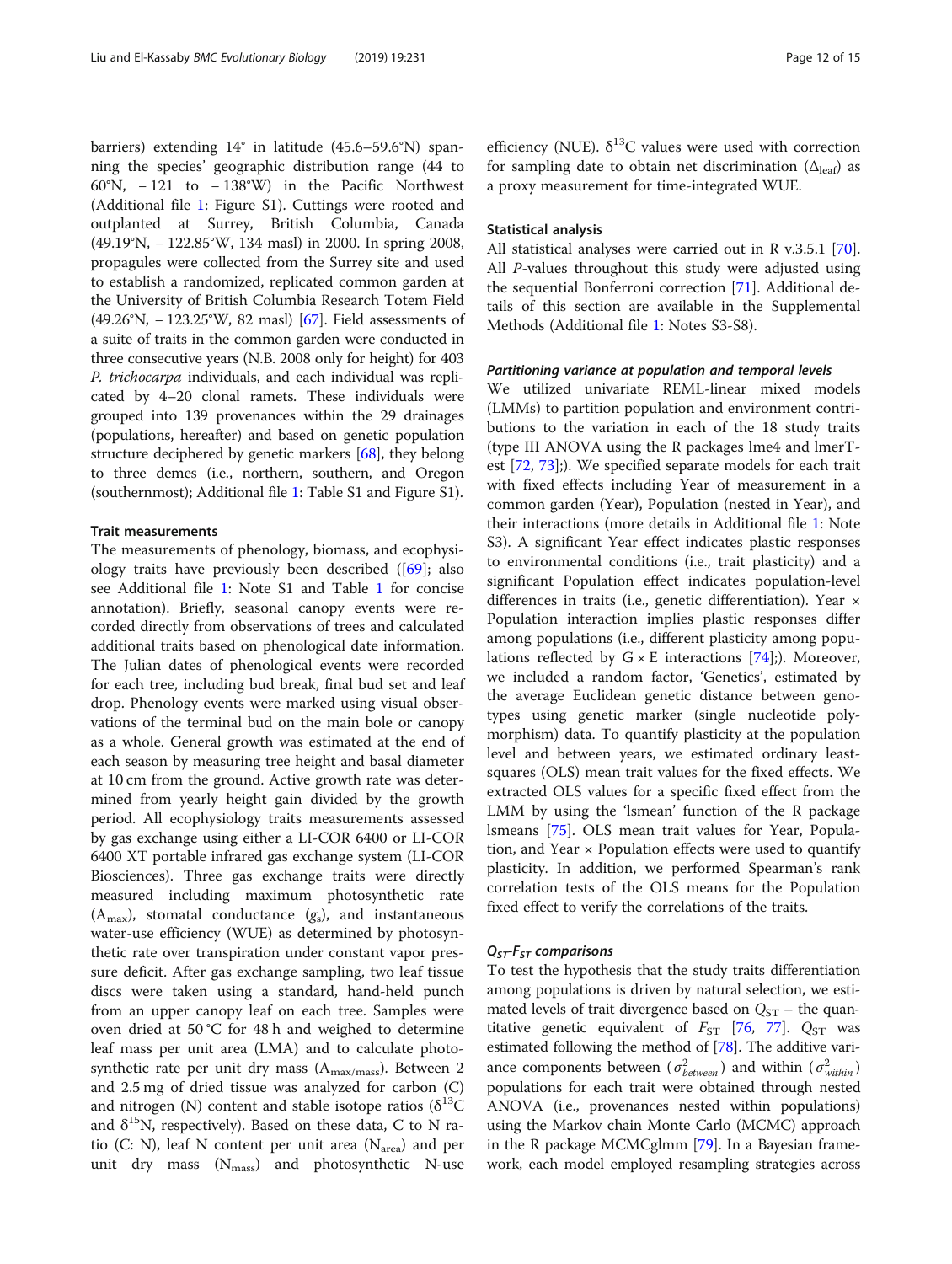barriers) extending 14° in latitude (45.6–59.6°N) spanning the species' geographic distribution range (44 to 60°N, − 121 to − 138°W) in the Pacific Northwest (Additional file 1: Figure S1). Cuttings were rooted and outplanted at Surrey, British Columbia, Canada (49.19°N, − 122.85°W, 134 masl) in 2000. In spring 2008, propagules were collected from the Surrey site and used to establish a randomized, replicated common garden at the University of British Columbia Research Totem Field (49.26°N, − 123.25°W, 82 masl) [67]. Field assessments of a suite of traits in the common garden were conducted in three consecutive years (N.B. 2008 only for height) for 403 *P. trichocarpa* individuals, and each individual was replicated by 4–20 clonal ramets. These individuals were grouped into 139 provenances within the 29 drainages (populations, hereafter) and based on genetic population structure deciphered by genetic markers [68], they belong to three demes (i.e., northern, southern, and Oregon (southernmost); Additional file 1: Table S1 and Figure S1).

### Trait measurements

The measurements of phenology, biomass, and ecophysiology traits have previously been described ([69]; also see Additional file 1: Note S1 and Table 1 for concise annotation). Briefly, seasonal canopy events were recorded directly from observations of trees and calculated additional traits based on phenological date information. The Julian dates of phenological events were recorded for each tree, including bud break, final bud set and leaf drop. Phenology events were marked using visual observations of the terminal bud on the main bole or canopy as a whole. General growth was estimated at the end of each season by measuring tree height and basal diameter at 10 cm from the ground. Active growth rate was determined from yearly height gain divided by the growth period. All ecophysiology traits measurements assessed by gas exchange using either a LI-COR 6400 or LI-COR 6400 XT portable infrared gas exchange system (LI-COR Biosciences). Three gas exchange traits were directly measured including maximum photosynthetic rate ($A_{max}$), stomatal conductance ($g_s$), and instantaneous water-use efficiency (WUE) as determined by photosynthetic rate over transpiration under constant vapor pressure deficit. After gas exchange sampling, two leaf tissue discs were taken using a standard, hand-held punch from an upper canopy leaf on each tree. Samples were oven dried at 50 °C for 48 h and weighed to determine leaf mass per unit area (LMA) and to calculate photosynthetic rate per unit dry mass ($A_{max/mass}$). Between 2 and 2.5 mg of dried tissue was analyzed for carbon (C) and nitrogen (N) content and stable isotope ratios ($\delta^{13}C$ and $\delta^{15}N$, respectively). Based on these data, C to N ratio (C: N), leaf N content per unit area ($N_{area}$) and per unit dry mass ($N_{mass}$) and photosynthetic N-use efficiency (NUE). $\delta^{13}C$ values were used with correction for sampling date to obtain net discrimination ($\Delta_{leaf}$) as a proxy measurement for time-integrated WUE.

### Statistical analysis

All statistical analyses were carried out in R v.3.5.1 [70]. All *P*-values throughout this study were adjusted using the sequential Bonferroni correction [71]. Additional details of this section are available in the Supplemental Methods (Additional file 1: Notes S3-S8).

#### Partitioning variance at population and temporal levels

We utilized univariate REML-linear mixed models (LMMs) to partition population and environment contributions to the variation in each of the 18 study traits (type III ANOVA using the R packages lme4 and lmerTest [72, 73];). We specified separate models for each trait with fixed effects including Year of measurement in a common garden (Year), Population (nested in Year), and their interactions (more details in Additional file 1: Note S3). A significant Year effect indicates plastic responses to environmental conditions (i.e., trait plasticity) and a significant Population effect indicates population-level differences in traits (i.e., genetic differentiation). Year × Population interaction implies plastic responses differ among populations (i.e., different plasticity among populations reflected by G × E interactions [74];). Moreover, we included a random factor, 'Genetics', estimated by the average Euclidean genetic distance between genotypes using genetic marker (single nucleotide polymorphism) data. To quantify plasticity at the population level and between years, we estimated ordinary least-squares (OLS) mean trait values for the fixed effects. We extracted OLS values for a specific fixed effect from the LMM by using the 'lsmean' function of the R package lsmeans [75]. OLS mean trait values for Year, Population, and Year × Population effects were used to quantify plasticity. In addition, we performed Spearman's rank correlation tests of the OLS means for the Population fixed effect to verify the correlations of the traits.

#### $Q_{ST}$-$F_{ST}$ comparisons

To test the hypothesis that the study traits differentiation among populations is driven by natural selection, we estimated levels of trait divergence based on $Q_{ST}$ – the quantitative genetic equivalent of $F_{ST}$ [76, 77]. $Q_{ST}$ was estimated following the method of [78]. The additive variance components between ($\sigma^2_{between}$) and within ($\sigma^2_{within}$) populations for each trait were obtained through nested ANOVA (i.e., provenances nested within populations) using the Markov chain Monte Carlo (MCMC) approach in the R package MCMCglmm [79]. In a Bayesian framework, each model employed resampling strategies across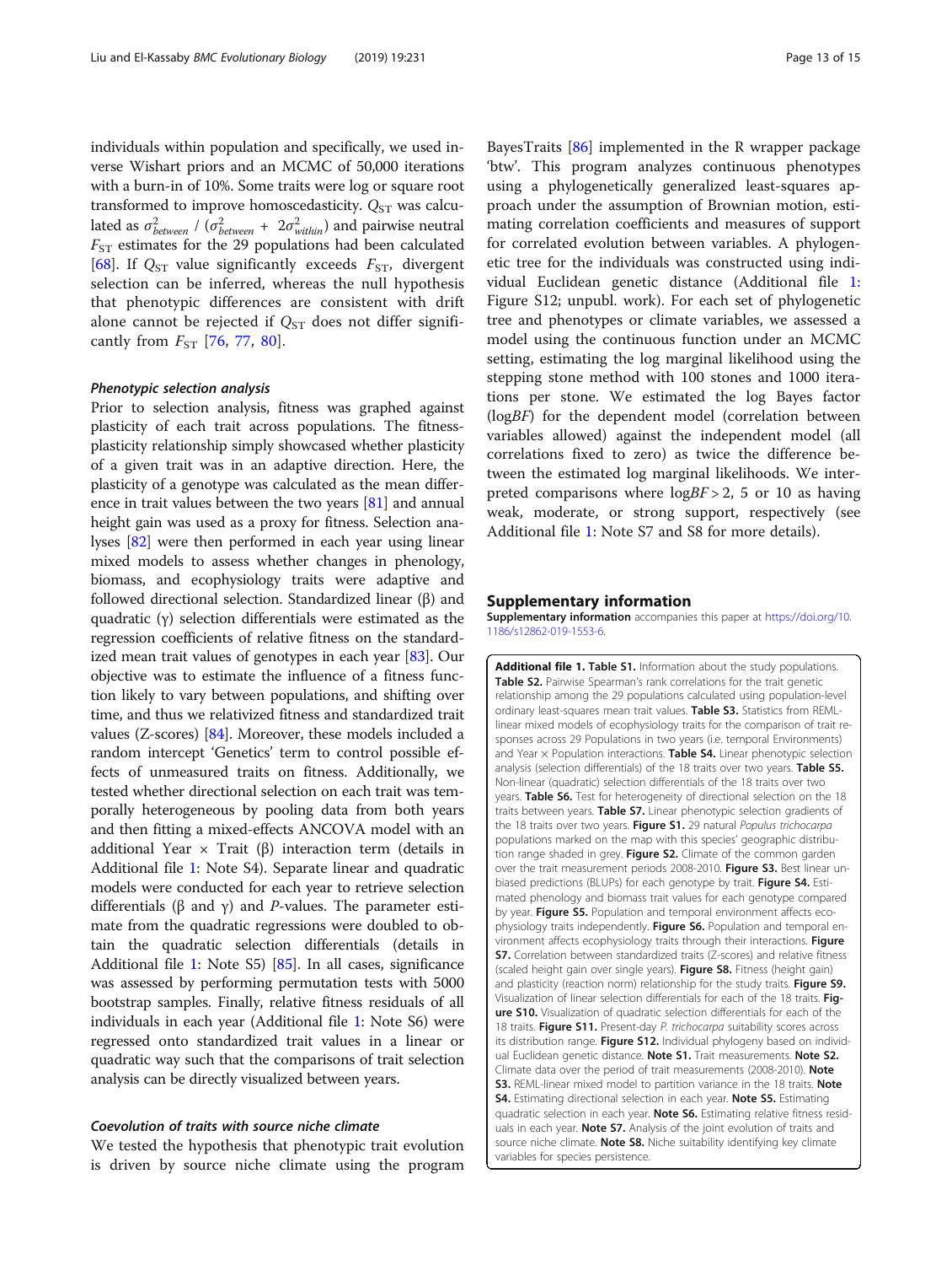individuals within population and specifically, we used inverse Wishart priors and an MCMC of 50,000 iterations with a burn-in of 10%. Some traits were log or square root transformed to improve homoscedasticity. $Q_{ST}$ was calculated as $\sigma^2_{between}$ / ($\sigma^2_{between}$ + $2\sigma^2_{within}$) and pairwise neutral $F_{ST}$ estimates for the 29 populations had been calculated [68]. If $Q_{ST}$ value significantly exceeds $F_{ST}$, divergent selection can be inferred, whereas the null hypothesis that phenotypic differences are consistent with drift alone cannot be rejected if $Q_{ST}$ does not differ significantly from $F_{ST}$ [76, 77, 80].

#### *Phenotypic selection analysis*

Prior to selection analysis, fitness was graphed against plasticity of each trait across populations. The fitness-plasticity relationship simply showcased whether plasticity of a given trait was in an adaptive direction. Here, the plasticity of a genotype was calculated as the mean difference in trait values between the two years [81] and annual height gain was used as a proxy for fitness. Selection analyses [82] were then performed in each year using linear mixed models to assess whether changes in phenology, biomass, and ecophysiology traits were adaptive and followed directional selection. Standardized linear (β) and quadratic (γ) selection differentials were estimated as the regression coefficients of relative fitness on the standardized mean trait values of genotypes in each year [83]. Our objective was to estimate the influence of a fitness function likely to vary between populations, and shifting over time, and thus we relativized fitness and standardized trait values (Z-scores) [84]. Moreover, these models included a random intercept 'Genetics' term to control possible effects of unmeasured traits on fitness. Additionally, we tested whether directional selection on each trait was temporally heterogeneous by pooling data from both years and then fitting a mixed-effects ANCOVA model with an additional Year × Trait (β) interaction term (details in Additional file 1: Note S4). Separate linear and quadratic models were conducted for each year to retrieve selection differentials (β and γ) and *P*-values. The parameter estimate from the quadratic regressions were doubled to obtain the quadratic selection differentials (details in Additional file 1: Note S5) [85]. In all cases, significance was assessed by performing permutation tests with 5000 bootstrap samples. Finally, relative fitness residuals of all individuals in each year (Additional file 1: Note S6) were regressed onto standardized trait values in a linear or quadratic way such that the comparisons of trait selection analysis can be directly visualized between years.

#### *Coevolution of traits with source niche climate*

We tested the hypothesis that phenotypic trait evolution is driven by source niche climate using the program BayesTraits [86] implemented in the R wrapper package 'btw'. This program analyzes continuous phenotypes using a phylogenetically generalized least-squares approach under the assumption of Brownian motion, estimating correlation coefficients and measures of support for correlated evolution between variables. A phylogenetic tree for the individuals was constructed using individual Euclidean genetic distance (Additional file 1: Figure S12; unpubl. work). For each set of phylogenetic tree and phenotypes or climate variables, we assessed a model using the continuous function under an MCMC setting, estimating the log marginal likelihood using the stepping stone method with 100 stones and 1000 iterations per stone. We estimated the log Bayes factor (log*BF*) for the dependent model (correlation between variables allowed) against the independent model (all correlations fixed to zero) as twice the difference between the estimated log marginal likelihoods. We interpreted comparisons where log*BF* > 2, 5 or 10 as having weak, moderate, or strong support, respectively (see Additional file 1: Note S7 and S8 for more details).

## Supplementary information

**Supplementary information** accompanies this paper at https://doi.org/10.1186/s12862-019-1553-6.

**Additional file 1. Table S1.** Information about the study populations. **Table S2.** Pairwise Spearman's rank correlations for the trait genetic relationship among the 29 populations calculated using population-level ordinary least-squares mean trait values. **Table S3.** Statistics from REML-linear mixed models of ecophysiology traits for the comparison of trait responses across 29 Populations in two years (i.e. temporal Environments) and Year × Population interactions. **Table S4.** Linear phenotypic selection analysis (selection differentials) of the 18 traits over two years. **Table S5.** Non-linear (quadratic) selection differentials of the 18 traits over two years. **Table S6.** Test for heterogeneity of directional selection on the 18 traits between years. **Table S7.** Linear phenotypic selection gradients of the 18 traits over two years. **Figure S1.** 29 natural *Populus trichocarpa* populations marked on the map with this species' geographic distribution range shaded in grey. **Figure S2.** Climate of the common garden over the trait measurement periods 2008-2010. **Figure S3.** Best linear unbiased predictions (BLUPs) for each genotype by trait. **Figure S4.** Estimated phenology and biomass trait values for each genotype compared by year. **Figure S5.** Population and temporal environment affects ecophysiology traits independently. **Figure S6.** Population and temporal environment affects ecophysiology traits through their interactions. **Figure S7.** Correlation between standardized traits (Z-scores) and relative fitness (scaled height gain over single years). **Figure S8.** Fitness (height gain) and plasticity (reaction norm) relationship for the study traits. **Figure S9.** Visualization of linear selection differentials for each of the 18 traits. **Figure S10.** Visualization of quadratic selection differentials for each of the 18 traits. **Figure S11.** Present-day *P. trichocarpa* suitability scores across its distribution range. **Figure S12.** Individual phylogeny based on individual Euclidean genetic distance. **Note S1.** Trait measurements. **Note S2.** Climate data over the period of trait measurements (2008-2010). **Note S3.** REML-linear mixed model to partition variance in the 18 traits. **Note S4.** Estimating directional selection in each year. **Note S5.** Estimating quadratic selection in each year. **Note S6.** Estimating relative fitness residuals in each year. **Note S7.** Analysis of the joint evolution of traits and source niche climate. **Note S8.** Niche suitability identifying key climate variables for species persistence.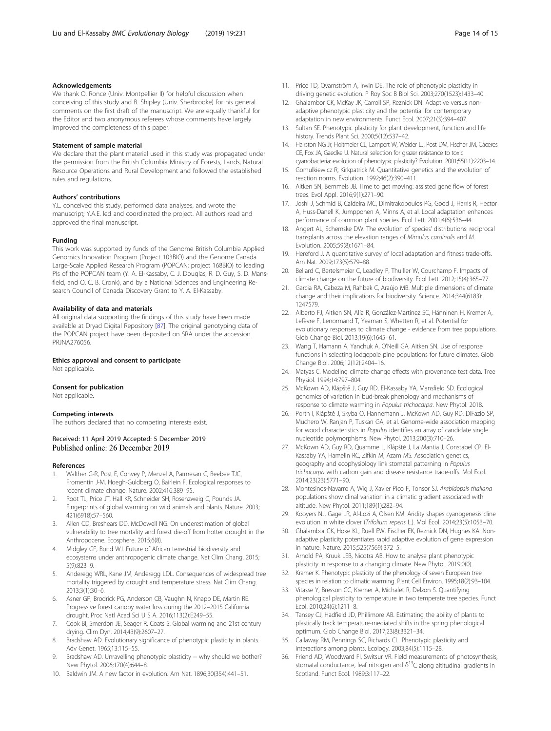## Acknowledgements

We thank O. Ronce (Univ. Montpellier II) for helpful discussion when conceiving of this study and B. Shipley (Univ. Sherbrooke) for his general comments on the first draft of the manuscript. We are equally thankful for the Editor and two anonymous referees whose comments have largely improved the completeness of this paper.

## Statement of sample material

We declare that the plant material used in this study was propagated under the permission from the British Columbia Ministry of Forests, Lands, Natural Resource Operations and Rural Development and followed the established rules and regulations.

## Authors' contributions

Y.L. conceived this study, performed data analyses, and wrote the manuscript; Y.A.E. led and coordinated the project. All authors read and approved the final manuscript.

## Funding

This work was supported by funds of the Genome British Columbia Applied Genomics Innovation Program (Project 103BIO) and the Genome Canada Large-Scale Applied Research Program (POPCAN; project 168BIO) to leading PIs of the POPCAN team (Y. A. El-Kassaby, C. J. Douglas, R. D. Guy, S. D. Mansfield, and Q. C. B. Cronk), and by a National Sciences and Engineering Research Council of Canada Discovery Grant to Y. A. El-Kassaby.

## Availability of data and materials

All original data supporting the findings of this study have been made available at Dryad Digital Repository [87]. The original genotyping data of the POPCAN project have been deposited on SRA under the accession PRJNA276056.

## Ethics approval and consent to participate

Not applicable.

## Consent for publication

Not applicable.

## Competing interests

The authors declared that no competing interests exist.

Received: 11 April 2019 Accepted: 5 December 2019
Published online: 26 December 2019

## References

1. Walther G-R, Post E, Convey P, Menzel A, Parmesan C, Beebee TJC, Fromentin J-M, Hoegh-Guldberg O, Bairlein F. Ecological responses to recent climate change. Nature. 2002;416:389–95.
2. Root TL, Price JT, Hall KR, Schneider SH, Rosenzweig C, Pounds JA. Fingerprints of global warming on wild animals and plants. Nature. 2003;421(6918):57–560.
3. Allen CD, Breshears DD, McDowell NG. On underestimation of global vulnerability to tree mortality and forest die-off from hotter drought in the Anthropocene. Ecosphere. 2015;6(8).
4. Midgley GF, Bond WJ. Future of African terrestrial biodiversity and ecosystems under anthropogenic climate change. Nat Clim Chang. 2015;5(9):823–9.
5. Anderegg WRL, Kane JM, Anderegg LDL. Consequences of widespread tree mortality triggered by drought and temperature stress. Nat Clim Chang. 2013;3(1):30–6.
6. Asner GP, Brodrick PG, Anderson CB, Vaughn N, Knapp DE, Martin RE. Progressive forest canopy water loss during the 2012–2015 California drought. Proc Natl Acad Sci U S A. 2016;113(2):E249–55.
7. Cook BI, Smerdon JE, Seager R, Coats S. Global warming and 21st century drying. Clim Dyn. 2014;43(9):2607–27.
8. Bradshaw AD. Evolutionary significance of phenotypic plasticity in plants. Adv Genet. 1965;13:115–55.
9. Bradshaw AD. Unravelling phenotypic plasticity -- why should we bother? New Phytol. 2006;170(4):644–8.
10. Baldwin JM. A new factor in evolution. Am Nat. 1896;30(354):441–51.
11. Price TD, Qvarnström A, Irwin DE. The role of phenotypic plasticity in driving genetic evolution. P Roy Soc B Biol Sci. 2003;270(1523):1433–40.
12. Ghalambor CK, McKay JK, Carroll SP, Reznick DN. Adaptive versus non-adaptive phenotypic plasticity and the potential for contemporary adaptation in new environments. Funct Ecol. 2007;21(3):394–407.
13. Sultan SE. Phenotypic plasticity for plant development, function and life history. Trends Plant Sci. 2000;5(12):537–42.
14. Hairston NG Jr, Holtmeier CL, Lampert W, Weider LJ, Post DM, Fischer JM, Cáceres CE, Fox JA, Gaedke U. Natural selection for grazer resistance to toxic cyanobacteria: evolution of phenotypic plasticity? Evolution. 2001;55(11):2203–14.
15. Gomulkiewicz R, Kirkpatrick M. Quantitative genetics and the evolution of reaction norms. Evolution. 1992;46(2):390–411.
16. Aitken SN, Bemmels JB. Time to get moving: assisted gene flow of forest trees. Evol Appl. 2016;9(1):271–90.
17. Joshi J, Schmid B, Caldeira MC, Dimitrakopoulos PG, Good J, Harris R, Hector A, Huss-Danell K, Jumpponen A, Minns A, et al. Local adaptation enhances performance of common plant species. Ecol Lett. 2001;4(6):536–44.
18. Angert AL, Schemske DW. The evolution of species' distributions: reciprocal transplants across the elevation ranges of *Mimulus cardinalis* and *M.* Evolution. 2005;59(8):1671–84.
19. Hereford J. A quantitative survey of local adaptation and fitness trade-offs. Am Nat. 2009;173(5):579–88.
20. Bellard C, Bertelsmeier C, Leadley P, Thuiller W, Courchamp F. Impacts of climate change on the future of biodiversity. Ecol Lett. 2012;15(4):365–77.
21. Garcia RA, Cabeza M, Rahbek C, Araújo MB. Multiple dimensions of climate change and their implications for biodiversity. Science. 2014;344(6183):1247579.
22. Alberto FJ, Aitken SN, Alía R, González-Martínez SC, Hänninen H, Kremer A, Lefèvre F, Lenormand T, Yeaman S, Whetten R, et al. Potential for evolutionary responses to climate change - evidence from tree populations. Glob Change Biol. 2013;19(6):1645–61.
23. Wang T, Hamann A, Yanchuk A, O'Neill GA, Aitken SN. Use of response functions in selecting lodgepole pine populations for future climates. Glob Change Biol. 2006;12(12):2404–16.
24. Matyas C. Modeling climate change effects with provenance test data. Tree Physiol. 1994;14:797–804.
25. McKown AD, Klápště J, Guy RD, El-Kassaby YA, Mansfield SD. Ecological genomics of variation in bud-break phenology and mechanisms of response to climate warming in *Populus trichocarpa*. New Phytol. 2018.
26. Porth I, Klápště J, Skyba O, Hannemann J, McKown AD, Guy RD, DiFazio SP, Muchero W, Ranjan P, Tuskan GA, et al. Genome-wide association mapping for wood characteristics in *Populus* identifies an array of candidate single nucleotide polymorphisms. New Phytol. 2013;200(3):710–26.
27. McKown AD, Guy RD, Quamme L, Klápště J, La Mantia J, Constabel CP, El-Kassaby YA, Hamelin RC, Zifkin M, Azam MS. Association genetics, geography and ecophysiology link stomatal patterning in *Populus trichocarpa* with carbon gain and disease resistance trade-offs. Mol Ecol. 2014;23(23):5771–90.
28. Montesinos-Navarro A, Wig J, Xavier Pico F, Tonsor SJ. *Arabidopsis thaliana* populations show clinal variation in a climatic gradient associated with altitude. New Phytol. 2011;189(1):282–94.
29. Kooyers NJ, Gage LR, Al-Lozi A, Olsen KM. Aridity shapes cyanogenesis cline evolution in white clover (*Trifolium repens* L.). Mol Ecol. 2014;23(5):1053–70.
30. Ghalambor CK, Hoke KL, Ruell EW, Fischer EK, Reznick DN, Hughes KA. Non-adaptive plasticity potentiates rapid adaptive evolution of gene expression in nature. Nature. 2015;525(7569):372–5.
31. Arnold PA, Kruuk LEB, Nicotra AB. How to analyse plant phenotypic plasticity in response to a changing climate. New Phytol. 2019;0(0).
32. Kramer K. Phenotypic plasticity of the phenology of seven European tree species in relation to climatic warming. Plant Cell Environ. 1995;18(2):93–104.
33. Vitasse Y, Bresson CC, Kremer A, Michalet R, Delzon S. Quantifying phenological plasticity to temperature in two temperate tree species. Funct Ecol. 2010;24(6):1211–8.
34. Tansey CJ, Hadfield JD, Phillimore AB. Estimating the ability of plants to plastically track temperature-mediated shifts in the spring phenological optimum. Glob Change Biol. 2017;23(8):3321–34.
35. Callaway RM, Pennings SC, Richards CL. Phenotypic plasticity and interactions among plants. Ecology. 2003;84(5):1115–28.
36. Friend AD, Woodward FI, Switsur VR. Field measurements of photosynthesis, stomatal conductance, leaf nitrogen and $\delta^{13}C$ along altitudinal gradients in Scotland. Funct Ecol. 1989;3:117–22.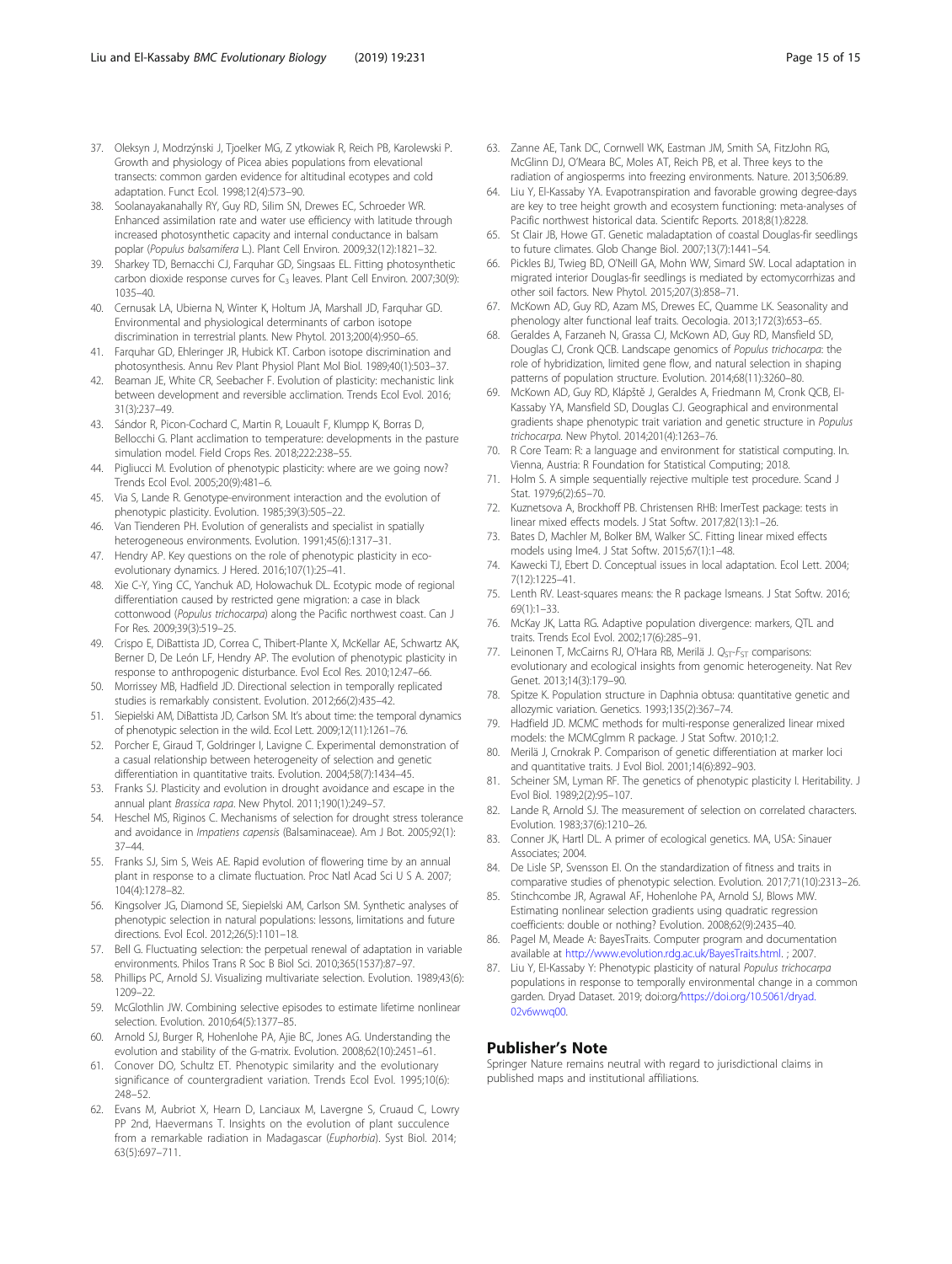37. Oleksyn J, Modrzýnski J, Tjoelker MG, Z ytkowiak R, Reich PB, Karolewski P. Growth and physiology of Picea abies populations from elevational transects: common garden evidence for altitudinal ecotypes and cold adaptation. Funct Ecol. 1998;12(4):573–90.
38. Soolanayakanahally RY, Guy RD, Silim SN, Drewes EC, Schroeder WR. Enhanced assimilation rate and water use efficiency with latitude through increased photosynthetic capacity and internal conductance in balsam poplar (*Populus balsamifera* L.). Plant Cell Environ. 2009;32(12):1821–32.
39. Sharkey TD, Bernacchi CJ, Farquhar GD, Singsaas EL. Fitting photosynthetic carbon dioxide response curves for $C_3$ leaves. Plant Cell Environ. 2007;30(9): 1035–40.
40. Cernusak LA, Ubierna N, Winter K, Holtum JA, Marshall JD, Farquhar GD. Environmental and physiological determinants of carbon isotope discrimination in terrestrial plants. New Phytol. 2013;200(4):950–65.
41. Farquhar GD, Ehleringer JR, Hubick KT. Carbon isotope discrimination and photosynthesis. Annu Rev Plant Physiol Plant Mol Biol. 1989;40(1):503–37.
42. Beaman JE, White CR, Seebacher F. Evolution of plasticity: mechanistic link between development and reversible acclimation. Trends Ecol Evol. 2016; 31(3):237–49.
43. Sándor R, Picon-Cochard C, Martin R, Louault F, Klumpp K, Borras D, Bellocchi G. Plant acclimation to temperature: developments in the pasture simulation model. Field Crops Res. 2018;222:238–55.
44. Pigliucci M. Evolution of phenotypic plasticity: where are we going now? Trends Ecol Evol. 2005;20(9):481–6.
45. Via S, Lande R. Genotype-environment interaction and the evolution of phenotypic plasticity. Evolution. 1985;39(3):505–22.
46. Van Tienderen PH. Evolution of generalists and specialist in spatially heterogeneous environments. Evolution. 1991;45(6):1317–31.
47. Hendry AP. Key questions on the role of phenotypic plasticity in eco-evolutionary dynamics. J Hered. 2016;107(1):25–41.
48. Xie C-Y, Ying CC, Yanchuk AD, Holowachuk DL. Ecotypic mode of regional differentiation caused by restricted gene migration: a case in black cottonwood (*Populus trichocarpa*) along the Pacific northwest coast. Can J For Res. 2009;39(3):519–25.
49. Crispo E, DiBattista JD, Correa C, Thibert-Plante X, McKellar AE, Schwartz AK, Berner D, De León LF, Hendry AP. The evolution of phenotypic plasticity in response to anthropogenic disturbance. Evol Ecol Res. 2010;12:47–66.
50. Morrissey MB, Hadfield JD. Directional selection in temporally replicated studies is remarkably consistent. Evolution. 2012;66(2):435–42.
51. Siepielski AM, DiBattista JD, Carlson SM. It's about time: the temporal dynamics of phenotypic selection in the wild. Ecol Lett. 2009;12(11):1261–76.
52. Porcher E, Giraud T, Goldringer I, Lavigne C. Experimental demonstration of a casual relationship between heterogeneity of selection and genetic differentiation in quantitative traits. Evolution. 2004;58(7):1434–45.
53. Franks SJ. Plasticity and evolution in drought avoidance and escape in the annual plant *Brassica rapa*. New Phytol. 2011;190(1):249–57.
54. Heschel MS, Riginos C. Mechanisms of selection for drought stress tolerance and avoidance in *Impatiens capensis* (Balsaminaceae). Am J Bot. 2005;92(1): 37–44.
55. Franks SJ, Sim S, Weis AE. Rapid evolution of flowering time by an annual plant in response to a climate fluctuation. Proc Natl Acad Sci U S A. 2007; 104(4):1278–82.
56. Kingsolver JG, Diamond SE, Siepielski AM, Carlson SM. Synthetic analyses of phenotypic selection in natural populations: lessons, limitations and future directions. Evol Ecol. 2012;26(5):1101–18.
57. Bell G. Fluctuating selection: the perpetual renewal of adaptation in variable environments. Philos Trans R Soc B Biol Sci. 2010;365(1537):87–97.
58. Phillips PC, Arnold SJ. Visualizing multivariate selection. Evolution. 1989;43(6): 1209–22.
59. McGlothlin JW. Combining selective episodes to estimate lifetime nonlinear selection. Evolution. 2010;64(5):1377–85.
60. Arnold SJ, Burger R, Hohenlohe PA, Ajie BC, Jones AG. Understanding the evolution and stability of the G-matrix. Evolution. 2008;62(10):2451–61.
61. Conover DO, Schultz ET. Phenotypic similarity and the evolutionary significance of countergradient variation. Trends Ecol Evol. 1995;10(6): 248–52.
62. Evans M, Aubriot X, Hearn D, Lanciaux M, Lavergne S, Cruaud C, Lowry PP 2nd, Haevermans T. Insights on the evolution of plant succulence from a remarkable radiation in Madagascar (*Euphorbia*). Syst Biol. 2014; 63(5):697–711.
63. Zanne AE, Tank DC, Cornwell WK, Eastman JM, Smith SA, FitzJohn RG, McGlinn DJ, O'Meara BC, Moles AT, Reich PB, et al. Three keys to the radiation of angiosperms into freezing environments. Nature. 2013;506:89.
64. Liu Y, El-Kassaby YA. Evapotranspiration and favorable growing degree-days are key to tree height growth and ecosystem functioning: meta-analyses of Pacific northwest historical data. Scientifc Reports. 2018;8(1):8228.
65. St Clair JB, Howe GT. Genetic maladaptation of coastal Douglas-fir seedlings to future climates. Glob Change Biol. 2007;13(7):1441–54.
66. Pickles BJ, Twieg BD, O'Neill GA, Mohn WW, Simard SW. Local adaptation in migrated interior Douglas-fir seedlings is mediated by ectomycorrhizas and other soil factors. New Phytol. 2015;207(3):858–71.
67. McKown AD, Guy RD, Azam MS, Drewes EC, Quamme LK. Seasonality and phenology alter functional leaf traits. Oecologia. 2013;172(3):653–65.
68. Geraldes A, Farzaneh N, Grassa CJ, McKown AD, Guy RD, Mansfield SD, Douglas CJ, Cronk QCB. Landscape genomics of *Populus trichocarpa*: the role of hybridization, limited gene flow, and natural selection in shaping patterns of population structure. Evolution. 2014;68(11):3260–80.
69. McKown AD, Guy RD, Klápště J, Geraldes A, Friedmann M, Cronk QCB, El-Kassaby YA, Mansfield SD, Douglas CJ. Geographical and environmental gradients shape phenotypic trait variation and genetic structure in *Populus trichocarpa*. New Phytol. 2014;201(4):1263–76.
70. R Core Team: R: a language and environment for statistical computing. In. Vienna, Austria: R Foundation for Statistical Computing; 2018.
71. Holm S. A simple sequentially rejective multiple test procedure. Scand J Stat. 1979;6(2):65–70.
72. Kuznetsova A, Brockhoff PB. Christensen RHB: lmerTest package: tests in linear mixed effects models. J Stat Softw. 2017;82(13):1–26.
73. Bates D, Machler M, Bolker BM, Walker SC. Fitting linear mixed effects models using lme4. J Stat Softw. 2015;67(1):1–48.
74. Kawecki TJ, Ebert D. Conceptual issues in local adaptation. Ecol Lett. 2004; 7(12):1225–41.
75. Lenth RV. Least-squares means: the R package lsmeans. J Stat Softw. 2016; 69(1):1–33.
76. McKay JK, Latta RG. Adaptive population divergence: markers, QTL and traits. Trends Ecol Evol. 2002;17(6):285–91.
77. Leinonen T, McCairns RJ, O'Hara RB, Merilä J. $Q_{ST}$-$F_{ST}$ comparisons: evolutionary and ecological insights from genomic heterogeneity. Nat Rev Genet. 2013;14(3):179–90.
78. Spitze K. Population structure in Daphnia obtusa: quantitative genetic and allozymic variation. Genetics. 1993;135(2):367–74.
79. Hadfield JD. MCMC methods for multi-response generalized linear mixed models: the MCMCglmm R package. J Stat Softw. 2010;1:2.
80. Merilä J, Crnokrak P. Comparison of genetic differentiation at marker loci and quantitative traits. J Evol Biol. 2001;14(6):892–903.
81. Scheiner SM, Lyman RF. The genetics of phenotypic plasticity I. Heritability. J Evol Biol. 1989;2(2):95–107.
82. Lande R, Arnold SJ. The measurement of selection on correlated characters. Evolution. 1983;37(6):1210–26.
83. Conner JK, Hartl DL. A primer of ecological genetics. MA, USA: Sinauer Associates; 2004.
84. De Lisle SP, Svensson EI. On the standardization of fitness and traits in comparative studies of phenotypic selection. Evolution. 2017;71(10):2313–26.
85. Stinchcombe JR, Agrawal AF, Hohenlohe PA, Arnold SJ, Blows MW. Estimating nonlinear selection gradients using quadratic regression coefficients: double or nothing? Evolution. 2008;62(9):2435–40.
86. Pagel M, Meade A: BayesTraits. Computer program and documentation available at http://www.evolution.rdg.ac.uk/BayesTraits.html. ; 2007.
87. Liu Y, El-Kassaby Y: Phenotypic plasticity of natural *Populus trichocarpa* populations in response to temporally environmental change in a common garden. Dryad Dataset. 2019; doi:org/https://doi.org/10.5061/dryad.02v6wwq00.

## Publisher's Note

Springer Nature remains neutral with regard to jurisdictional claims in published maps and institutional affiliations.